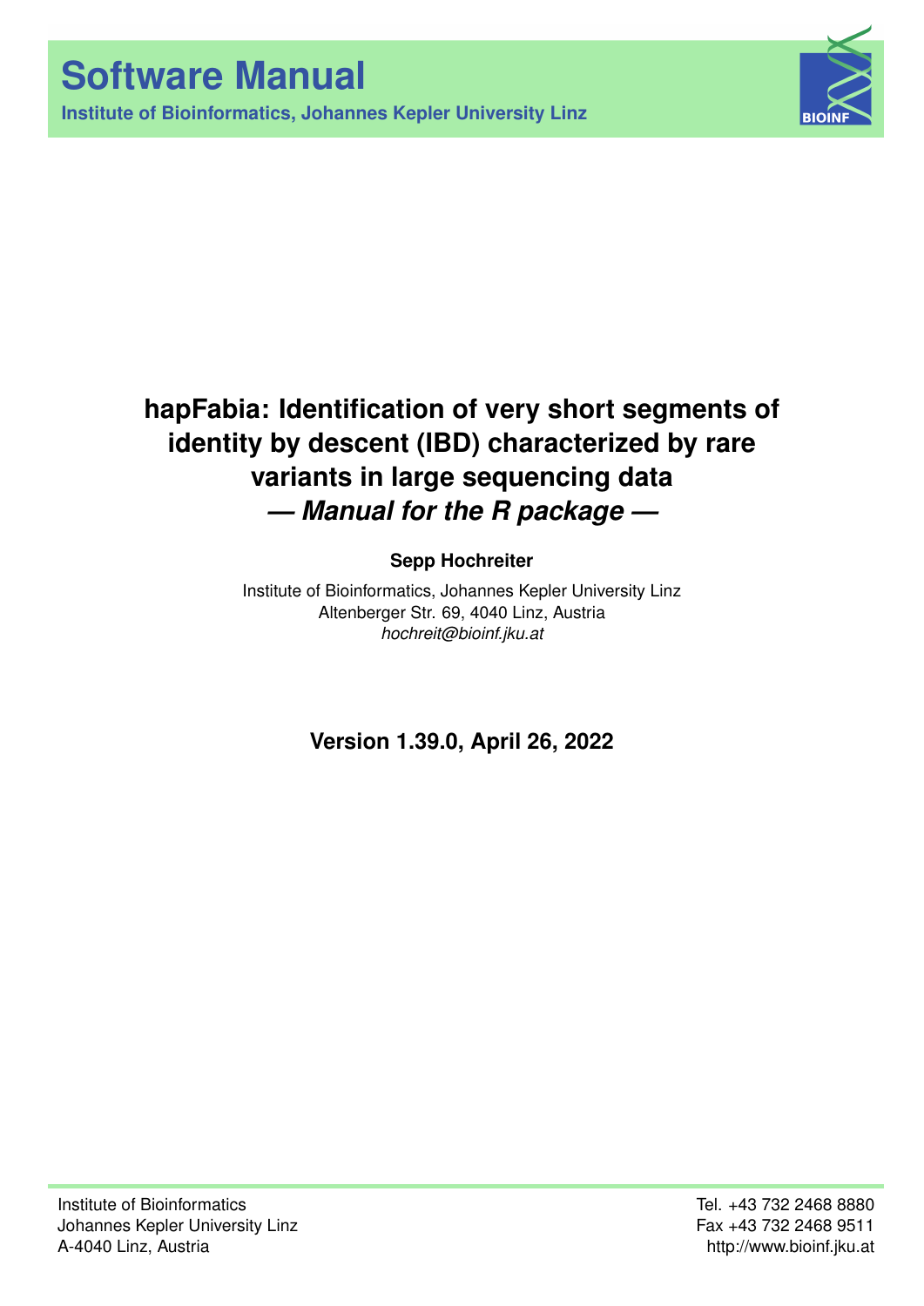# Software Manual

**Institute of Bioinformatics, Johannes Kepler University Linz**

## hapFabia: Identification of very short segments of identity by descent (IBD) characterized by rare variants in large sequencing data

## — *Manual for the R package* —

**Sepp Hochreiter**

Institute of Bioinformatics, Johannes Kepler University Linz
Altenberger Str. 69, 4040 Linz, Austria
*hochreit@bioinf.jku.at*

**Version 1.39.0, April 26, 2022**

Institute of Bioinformatics
Johannes Kepler University Linz
A-4040 Linz, Austria

Tel. +43 732 2468 8880
Fax +43 732 2468 9511
http://www.bioinf.jku.at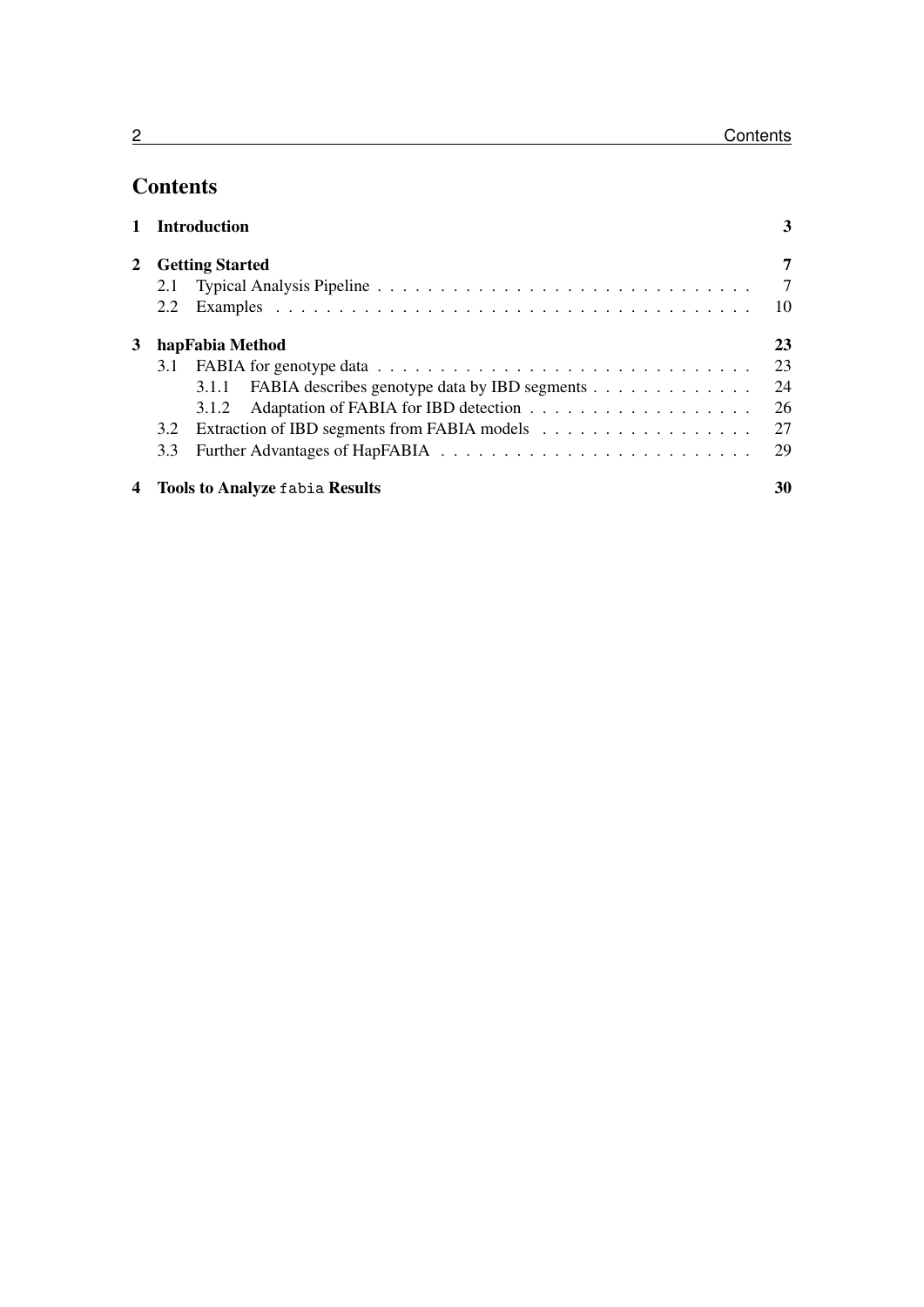# Contents

**1 Introduction** — **3**

**2 Getting Started** — **7**

- 2.1 Typical Analysis Pipeline — 7
- 2.2 Examples — 10

**3 hapFabia Method** — **23**

- 3.1 FABIA for genotype data — 23
  - 3.1.1 FABIA describes genotype data by IBD segments — 24
  - 3.1.2 Adaptation of FABIA for IBD detection — 26
- 3.2 Extraction of IBD segments from FABIA models — 27
- 3.3 Further Advantages of HapFABIA — 29

**4 Tools to Analyze `fabia` Results** — **30**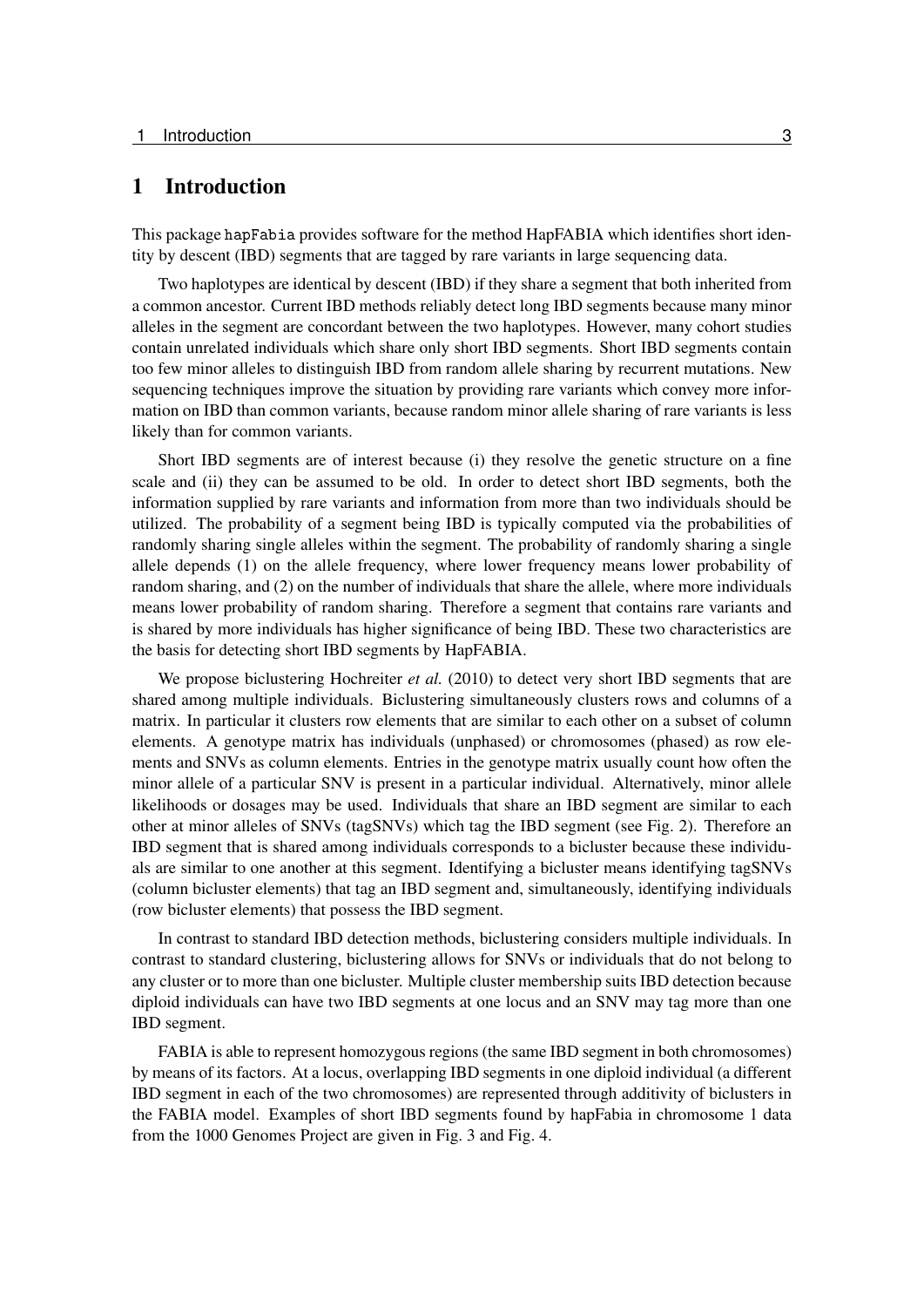# 1 Introduction

This package `hapFabia` provides software for the method HapFABIA which identifies short identity by descent (IBD) segments that are tagged by rare variants in large sequencing data.

Two haplotypes are identical by descent (IBD) if they share a segment that both inherited from a common ancestor. Current IBD methods reliably detect long IBD segments because many minor alleles in the segment are concordant between the two haplotypes. However, many cohort studies contain unrelated individuals which share only short IBD segments. Short IBD segments contain too few minor alleles to distinguish IBD from random allele sharing by recurrent mutations. New sequencing techniques improve the situation by providing rare variants which convey more information on IBD than common variants, because random minor allele sharing of rare variants is less likely than for common variants.

Short IBD segments are of interest because (i) they resolve the genetic structure on a fine scale and (ii) they can be assumed to be old. In order to detect short IBD segments, both the information supplied by rare variants and information from more than two individuals should be utilized. The probability of a segment being IBD is typically computed via the probabilities of randomly sharing single alleles within the segment. The probability of randomly sharing a single allele depends (1) on the allele frequency, where lower frequency means lower probability of random sharing, and (2) on the number of individuals that share the allele, where more individuals means lower probability of random sharing. Therefore a segment that contains rare variants and is shared by more individuals has higher significance of being IBD. These two characteristics are the basis for detecting short IBD segments by HapFABIA.

We propose biclustering Hochreiter *et al.* (2010) to detect very short IBD segments that are shared among multiple individuals. Biclustering simultaneously clusters rows and columns of a matrix. In particular it clusters row elements that are similar to each other on a subset of column elements. A genotype matrix has individuals (unphased) or chromosomes (phased) as row elements and SNVs as column elements. Entries in the genotype matrix usually count how often the minor allele of a particular SNV is present in a particular individual. Alternatively, minor allele likelihoods or dosages may be used. Individuals that share an IBD segment are similar to each other at minor alleles of SNVs (tagSNVs) which tag the IBD segment (see Fig. 2). Therefore an IBD segment that is shared among individuals corresponds to a bicluster because these individuals are similar to one another at this segment. Identifying a bicluster means identifying tagSNVs (column bicluster elements) that tag an IBD segment and, simultaneously, identifying individuals (row bicluster elements) that possess the IBD segment.

In contrast to standard IBD detection methods, biclustering considers multiple individuals. In contrast to standard clustering, biclustering allows for SNVs or individuals that do not belong to any cluster or to more than one bicluster. Multiple cluster membership suits IBD detection because diploid individuals can have two IBD segments at one locus and an SNV may tag more than one IBD segment.

FABIA is able to represent homozygous regions (the same IBD segment in both chromosomes) by means of its factors. At a locus, overlapping IBD segments in one diploid individual (a different IBD segment in each of the two chromosomes) are represented through additivity of biclusters in the FABIA model. Examples of short IBD segments found by hapFabia in chromosome 1 data from the 1000 Genomes Project are given in Fig. 3 and Fig. 4.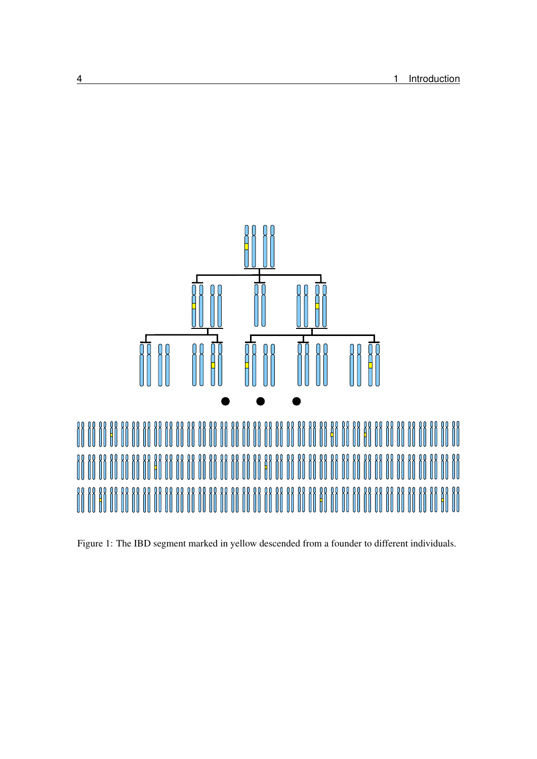Figure 1: The IBD segment marked in yellow descended from a founder to different individuals.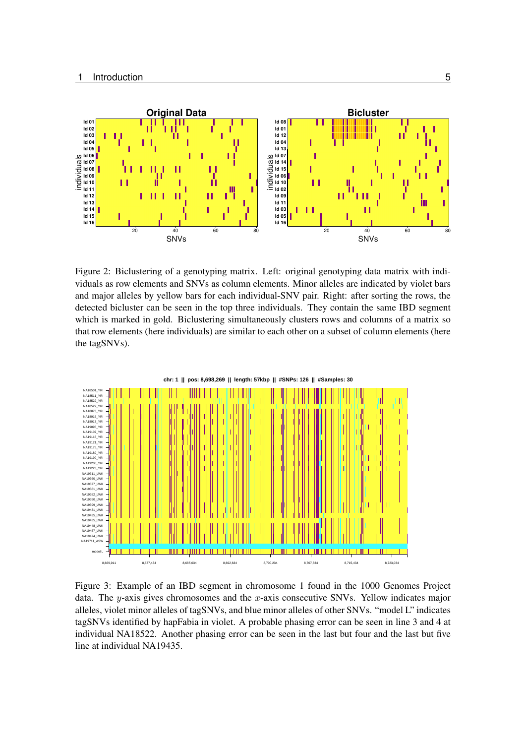Figure 2: Biclustering of a genotyping matrix. Left: original genotyping data matrix with individuals as row elements and SNVs as column elements. Minor alleles are indicated by violet bars and major alleles by yellow bars for each individual-SNV pair. Right: after sorting the rows, the detected bicluster can be seen in the top three individuals. They contain the same IBD segment which is marked in gold. Biclustering simultaneously clusters rows and columns of a matrix so that row elements (here individuals) are similar to each other on a subset of column elements (here the tagSNVs).

Figure 3: Example of an IBD segment in chromosome 1 found in the 1000 Genomes Project data. The $y$-axis gives chromosomes and the $x$-axis consecutive SNVs. Yellow indicates major alleles, violet minor alleles of tagSNVs, and blue minor alleles of other SNVs. "model L" indicates tagSNVs identified by hapFabia in violet. A probable phasing error can be seen in line 3 and 4 at individual NA18522. Another phasing error can be seen in the last but four and the last but five line at individual NA19435.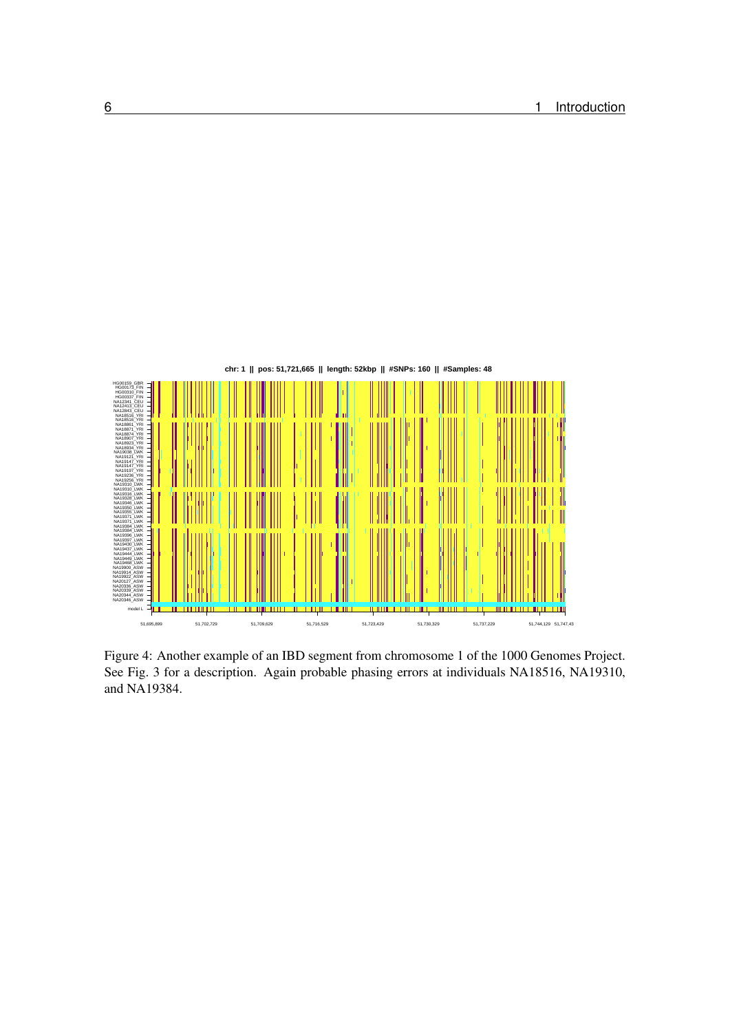Figure 4: Another example of an IBD segment from chromosome 1 of the 1000 Genomes Project. See Fig. 3 for a description. Again probable phasing errors at individuals NA18516, NA19310, and NA19384.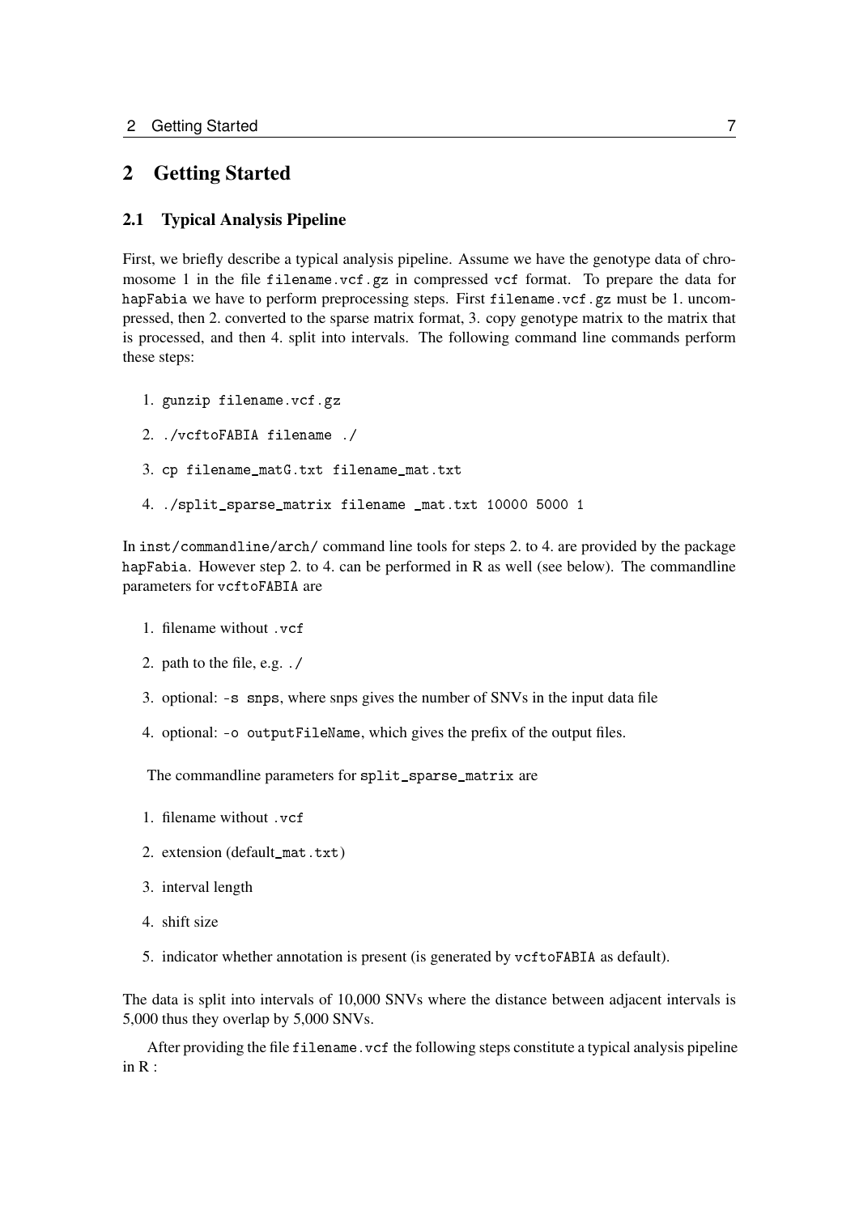## 2 Getting Started

### 2.1 Typical Analysis Pipeline

First, we briefly describe a typical analysis pipeline. Assume we have the genotype data of chromosome 1 in the file `filename.vcf.gz` in compressed `vcf` format. To prepare the data for `hapFabia` we have to perform preprocessing steps. First `filename.vcf.gz` must be 1. uncompressed, then 2. converted to the sparse matrix format, 3. copy genotype matrix to the matrix that is processed, and then 4. split into intervals. The following command line commands perform these steps:

1. `gunzip filename.vcf.gz`
2. `./vcftoFABIA filename ./`
3. `cp filename_matG.txt filename_mat.txt`
4. `./split_sparse_matrix filename _mat.txt 10000 5000 1`

In `inst/commandline/arch/` command line tools for steps 2. to 4. are provided by the package `hapFabia`. However step 2. to 4. can be performed in R as well (see below). The commandline parameters for `vcftoFABIA` are

1. filename without `.vcf`
2. path to the file, e.g. `./`
3. optional: `-s snps`, where snps gives the number of SNVs in the input data file
4. optional: `-o outputFileName`, which gives the prefix of the output files.

The commandline parameters for `split_sparse_matrix` are

1. filename without `.vcf`
2. extension (default `_mat.txt`)
3. interval length
4. shift size
5. indicator whether annotation is present (is generated by `vcftoFABIA` as default).

The data is split into intervals of 10,000 SNVs where the distance between adjacent intervals is 5,000 thus they overlap by 5,000 SNVs.

After providing the file `filename.vcf` the following steps constitute a typical analysis pipeline in R :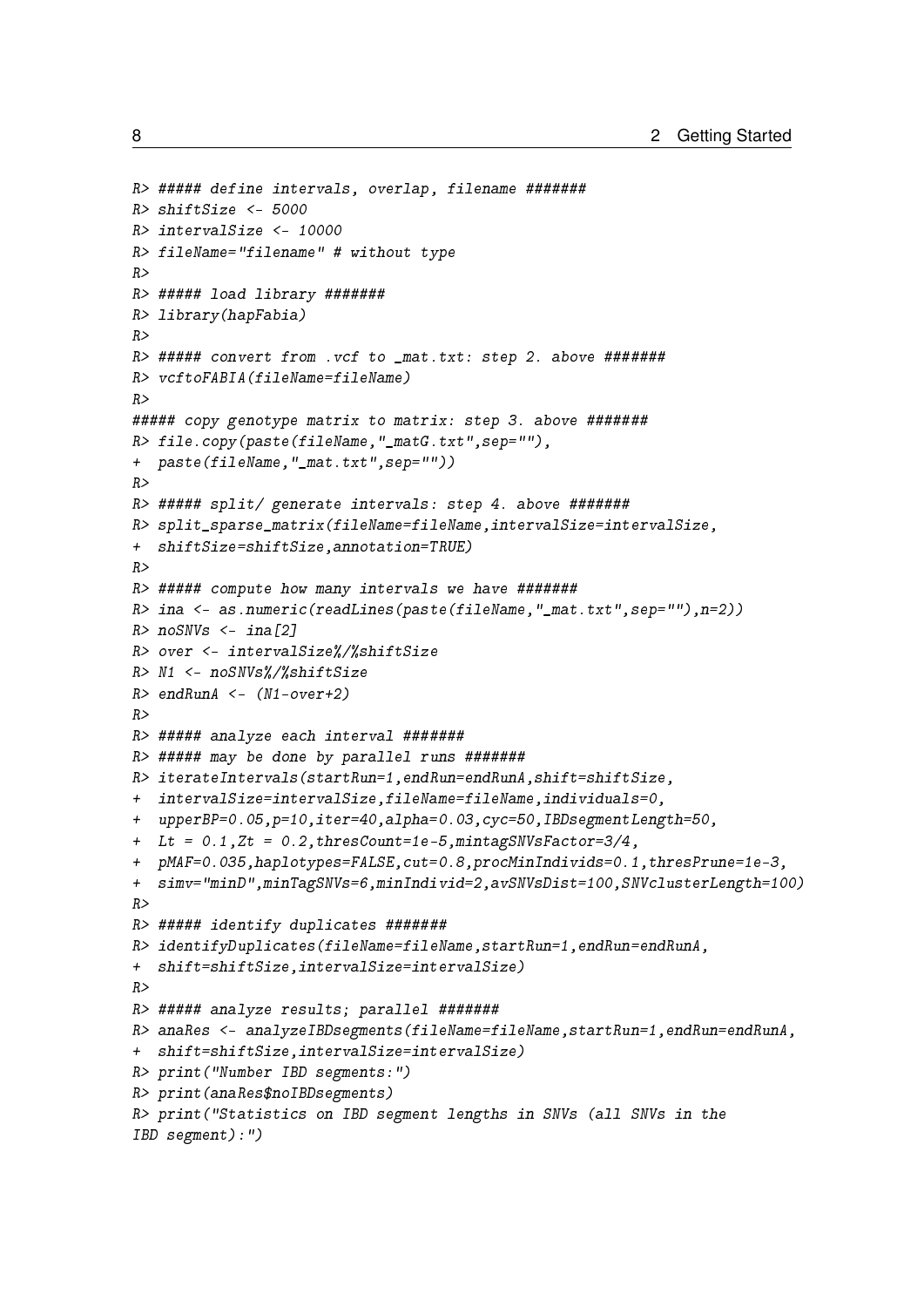```
R> ##### define intervals, overlap, filename #######
R> shiftSize <- 5000
R> intervalSize <- 10000
R> fileName="filename" # without type
R>
R> ##### load library #######
R> library(hapFabia)
R>
R> ##### convert from .vcf to _mat.txt: step 2. above #######
R> vcftoFABIA(fileName=fileName)
R>
##### copy genotype matrix to matrix: step 3. above #######
R> file.copy(paste(fileName,"_matG.txt",sep=""),
+  paste(fileName,"_mat.txt",sep=""))
R>
R> ##### split/ generate intervals: step 4. above #######
R> split_sparse_matrix(fileName=fileName,intervalSize=intervalSize,
+  shiftSize=shiftSize,annotation=TRUE)
R>
R> ##### compute how many intervals we have #######
R> ina <- as.numeric(readLines(paste(fileName,"_mat.txt",sep=""),n=2))
R> noSNVs <- ina[2]
R> over <- intervalSize%/%shiftSize
R> N1 <- noSNVs%/%shiftSize
R> endRunA <- (N1-over+2)
R>
R> ##### analyze each interval #######
R> ##### may be done by parallel runs #######
R> iterateIntervals(startRun=1,endRun=endRunA,shift=shiftSize,
+  intervalSize=intervalSize,fileName=fileName,individuals=0,
+  upperBP=0.05,p=10,iter=40,alpha=0.03,cyc=50,IBDsegmentLength=50,
+  Lt = 0.1,Zt = 0.2,thresCount=1e-5,mintagSNVsFactor=3/4,
+  pMAF=0.035,haplotypes=FALSE,cut=0.8,procMinIndivids=0.1,thresPrune=1e-3,
+  simv="minD",minTagSNVs=6,minIndivid=2,avSNVsDist=100,SNVclusterLength=100)
R>
R> ##### identify duplicates #######
R> identifyDuplicates(fileName=fileName,startRun=1,endRun=endRunA,
+  shift=shiftSize,intervalSize=intervalSize)
R>
R> ##### analyze results; parallel #######
R> anaRes <- analyzeIBDsegments(fileName=fileName,startRun=1,endRun=endRunA,
+  shift=shiftSize,intervalSize=intervalSize)
R> print("Number IBD segments:")
R> print(anaRes$noIBDsegments)
R> print("Statistics on IBD segment lengths in SNVs (all SNVs in the
IBD segment):")
```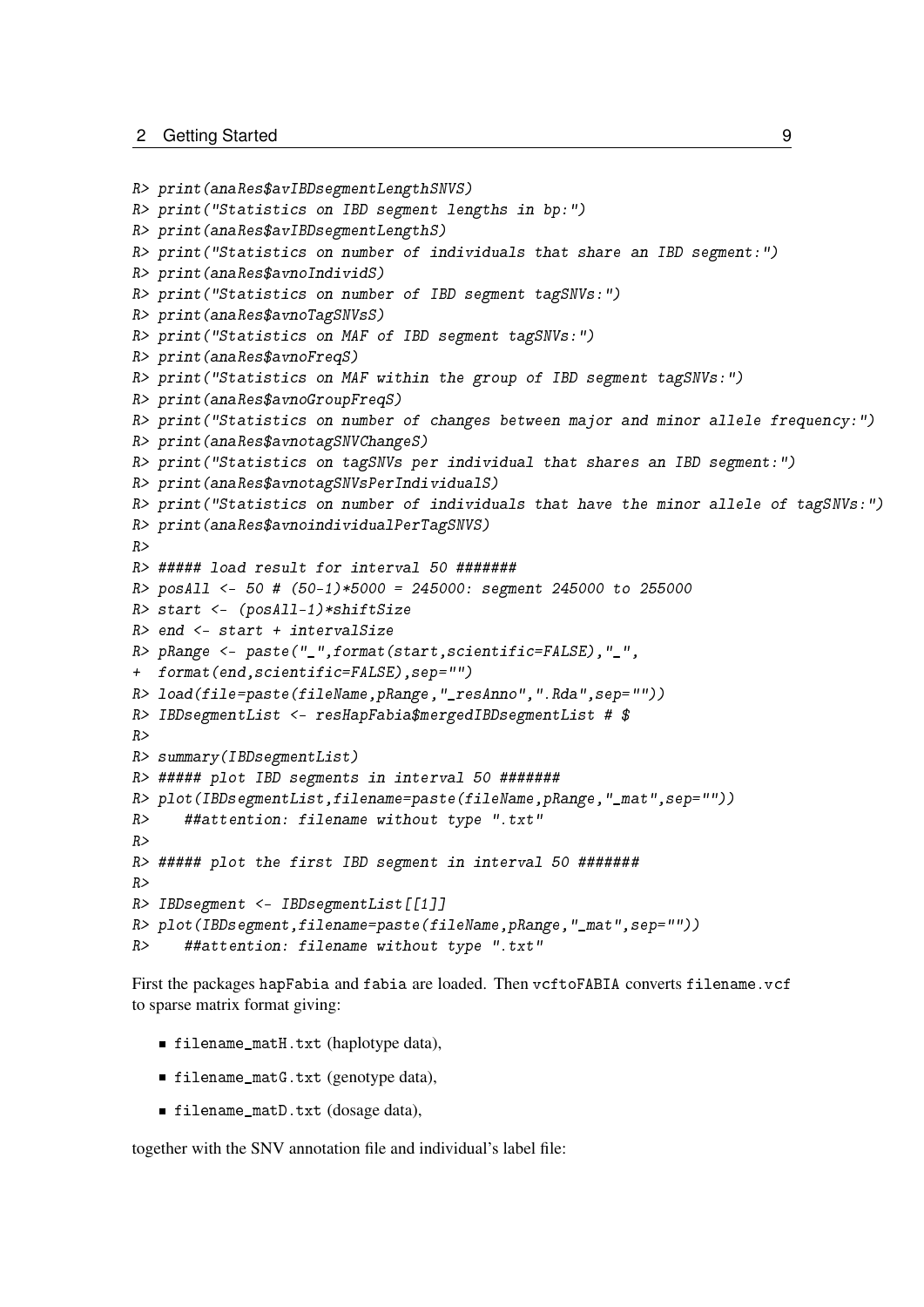```
R> print(anaRes$avIBDsegmentLengthSNVS)
R> print("Statistics on IBD segment lengths in bp:")
R> print(anaRes$avIBDsegmentLengthS)
R> print("Statistics on number of individuals that share an IBD segment:")
R> print(anaRes$avnoIndividS)
R> print("Statistics on number of IBD segment tagSNVs:")
R> print(anaRes$avnoTagSNVsS)
R> print("Statistics on MAF of IBD segment tagSNVs:")
R> print(anaRes$avnoFreqS)
R> print("Statistics on MAF within the group of IBD segment tagSNVs:")
R> print(anaRes$avnoGroupFreqS)
R> print("Statistics on number of changes between major and minor allele frequency:")
R> print(anaRes$avnotagSNVChangeS)
R> print("Statistics on tagSNVs per individual that shares an IBD segment:")
R> print(anaRes$avnotagSNVsPerIndividualS)
R> print("Statistics on number of individuals that have the minor allele of tagSNVs:")
R> print(anaRes$avnoindividualPerTagSNVS)
R>
R> ##### load result for interval 50 #######
R> posAll <- 50 # (50-1)*5000 = 245000: segment 245000 to 255000
R> start <- (posAll-1)*shiftSize
R> end <- start + intervalSize
R> pRange <- paste("_",format(start,scientific=FALSE),"_",
+  format(end,scientific=FALSE),sep="")
R> load(file=paste(fileName,pRange,"_resAnno",".Rda",sep=""))
R> IBDsegmentList <- resHapFabia$mergedIBDsegmentList # $
R>
R> summary(IBDsegmentList)
R> ##### plot IBD segments in interval 50 #######
R> plot(IBDsegmentList,filename=paste(fileName,pRange,"_mat",sep=""))
R>    ##attention: filename without type ".txt"
R>
R> ##### plot the first IBD segment in interval 50 #######
R>
R> IBDsegment <- IBDsegmentList[[1]]
R> plot(IBDsegment,filename=paste(fileName,pRange,"_mat",sep=""))
R>    ##attention: filename without type ".txt"
```

First the packages hapFabia and fabia are loaded. Then vcftoFABIA converts filename.vcf to sparse matrix format giving:

- filename_matH.txt (haplotype data),
- filename_matG.txt (genotype data),
- filename_matD.txt (dosage data),

together with the SNV annotation file and individual's label file: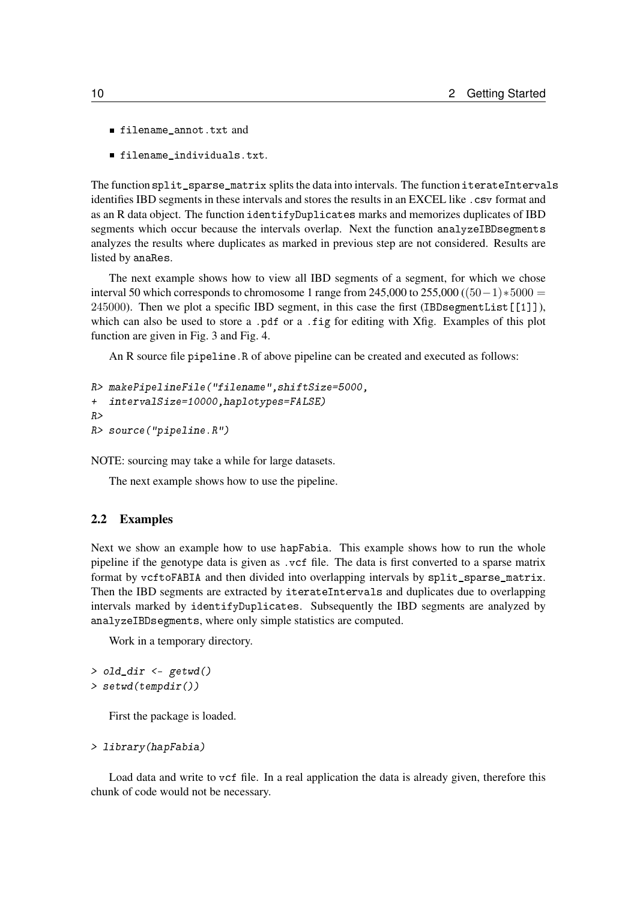- filename_annot.txt and
- filename_individuals.txt.

The function split_sparse_matrix splits the data into intervals. The function iterateIntervals identifies IBD segments in these intervals and stores the results in an EXCEL like .csv format and as an R data object. The function identifyDuplicates marks and memorizes duplicates of IBD segments which occur because the intervals overlap. Next the function analyzeIBDsegments analyzes the results where duplicates as marked in previous step are not considered. Results are listed by anaRes.

The next example shows how to view all IBD segments of a segment, for which we chose interval 50 which corresponds to chromosome 1 range from 245,000 to 255,000 ($(50-1)*5000 = 245000$). Then we plot a specific IBD segment, in this case the first (IBDsegmentList[[1]]), which can also be used to store a .pdf or a .fig for editing with Xfig. Examples of this plot function are given in Fig. 3 and Fig. 4.

An R source file pipeline.R of above pipeline can be created and executed as follows:

```
R> makePipelineFile("filename",shiftSize=5000,
+  intervalSize=10000,haplotypes=FALSE)
R>
R> source("pipeline.R")
```

NOTE: sourcing may take a while for large datasets.

The next example shows how to use the pipeline.

## 2.2 Examples

Next we show an example how to use hapFabia. This example shows how to run the whole pipeline if the genotype data is given as .vcf file. The data is first converted to a sparse matrix format by vcftoFABIA and then divided into overlapping intervals by split_sparse_matrix. Then the IBD segments are extracted by iterateIntervals and duplicates due to overlapping intervals marked by identifyDuplicates. Subsequently the IBD segments are analyzed by analyzeIBDsegments, where only simple statistics are computed.

Work in a temporary directory.

```
> old_dir <- getwd()
> setwd(tempdir())
```

First the package is loaded.

```
> library(hapFabia)
```

Load data and write to vcf file. In a real application the data is already given, therefore this chunk of code would not be necessary.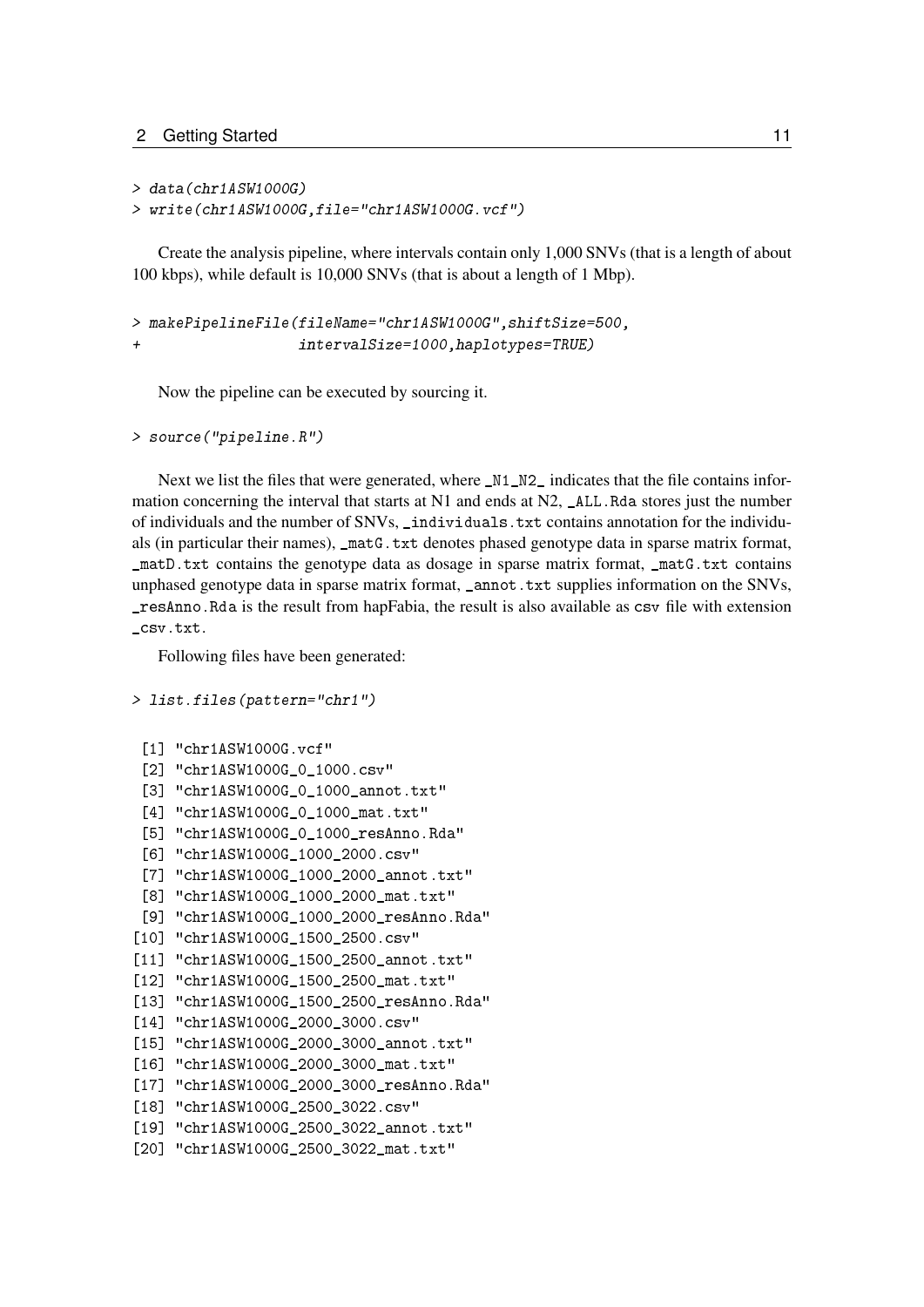```
> data(chr1ASW1000G)
> write(chr1ASW1000G,file="chr1ASW1000G.vcf")
```

Create the analysis pipeline, where intervals contain only 1,000 SNVs (that is a length of about 100 kbps), while default is 10,000 SNVs (that is about a length of 1 Mbp).

```
> makePipelineFile(fileName="chr1ASW1000G",shiftSize=500,
+                  intervalSize=1000,haplotypes=TRUE)
```

Now the pipeline can be executed by sourcing it.

```
> source("pipeline.R")
```

Next we list the files that were generated, where `_N1_N2_` indicates that the file contains information concerning the interval that starts at N1 and ends at N2, `_ALL.Rda` stores just the number of individuals and the number of SNVs, `_individuals.txt` contains annotation for the individuals (in particular their names), `_matG.txt` denotes phased genotype data in sparse matrix format, `_matD.txt` contains the genotype data as dosage in sparse matrix format, `_matG.txt` contains unphased genotype data in sparse matrix format, `_annot.txt` supplies information on the SNVs, `_resAnno.Rda` is the result from hapFabia, the result is also available as `csv` file with extension `_csv.txt`.

Following files have been generated:

```
> list.files(pattern="chr1")

 [1] "chr1ASW1000G.vcf"
 [2] "chr1ASW1000G_0_1000.csv"
 [3] "chr1ASW1000G_0_1000_annot.txt"
 [4] "chr1ASW1000G_0_1000_mat.txt"
 [5] "chr1ASW1000G_0_1000_resAnno.Rda"
 [6] "chr1ASW1000G_1000_2000.csv"
 [7] "chr1ASW1000G_1000_2000_annot.txt"
 [8] "chr1ASW1000G_1000_2000_mat.txt"
 [9] "chr1ASW1000G_1000_2000_resAnno.Rda"
[10] "chr1ASW1000G_1500_2500.csv"
[11] "chr1ASW1000G_1500_2500_annot.txt"
[12] "chr1ASW1000G_1500_2500_mat.txt"
[13] "chr1ASW1000G_1500_2500_resAnno.Rda"
[14] "chr1ASW1000G_2000_3000.csv"
[15] "chr1ASW1000G_2000_3000_annot.txt"
[16] "chr1ASW1000G_2000_3000_mat.txt"
[17] "chr1ASW1000G_2000_3000_resAnno.Rda"
[18] "chr1ASW1000G_2500_3022.csv"
[19] "chr1ASW1000G_2500_3022_annot.txt"
[20] "chr1ASW1000G_2500_3022_mat.txt"
```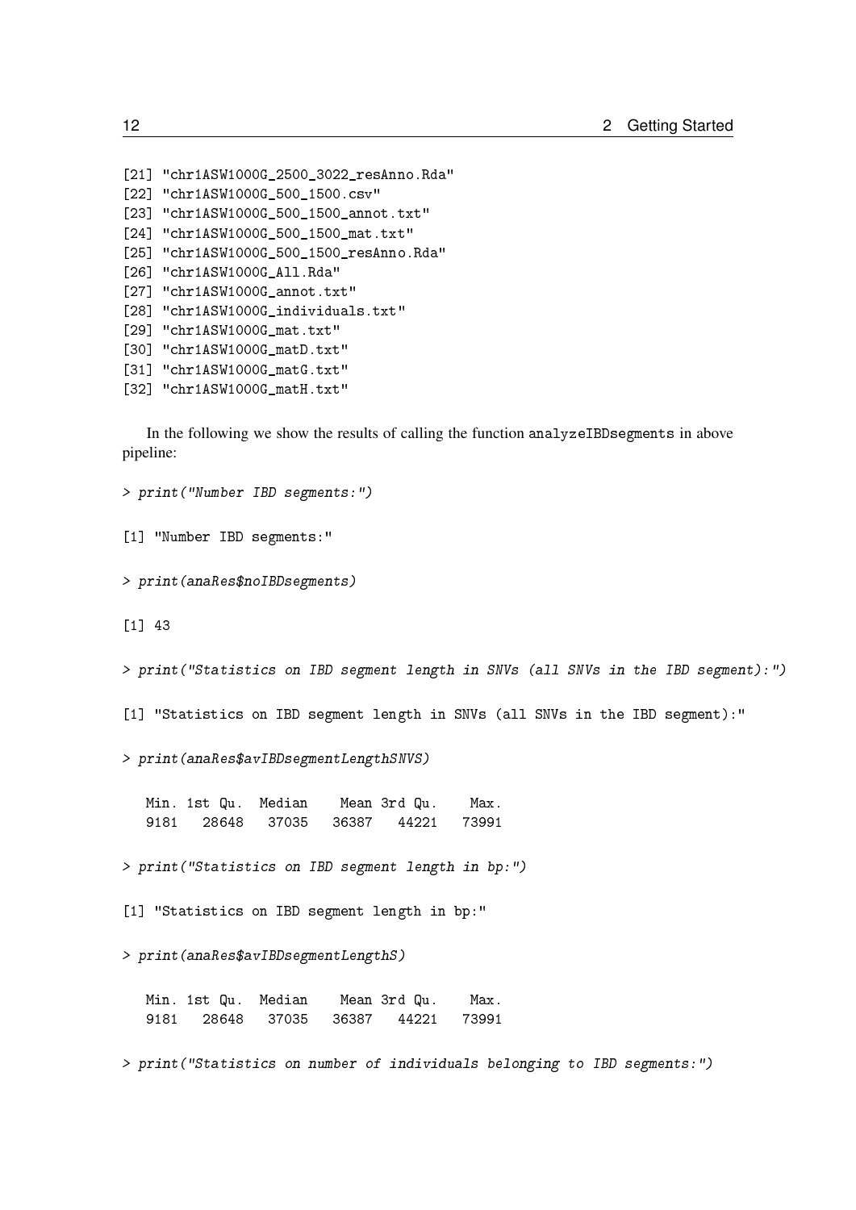```
[21] "chr1ASW1000G_2500_3022_resAnno.Rda"
[22] "chr1ASW1000G_500_1500.csv"
[23] "chr1ASW1000G_500_1500_annot.txt"
[24] "chr1ASW1000G_500_1500_mat.txt"
[25] "chr1ASW1000G_500_1500_resAnno.Rda"
[26] "chr1ASW1000G_All.Rda"
[27] "chr1ASW1000G_annot.txt"
[28] "chr1ASW1000G_individuals.txt"
[29] "chr1ASW1000G_mat.txt"
[30] "chr1ASW1000G_matD.txt"
[31] "chr1ASW1000G_matG.txt"
[32] "chr1ASW1000G_matH.txt"
```

In the following we show the results of calling the function analyzeIBDsegments in above pipeline:

```
> print("Number IBD segments:")

[1] "Number IBD segments:"

> print(anaRes$noIBDsegments)

[1] 43

> print("Statistics on IBD segment length in SNVs (all SNVs in the IBD segment):")

[1] "Statistics on IBD segment length in SNVs (all SNVs in the IBD segment):"

> print(anaRes$avIBDsegmentLengthSNVS)

   Min. 1st Qu.  Median    Mean 3rd Qu.    Max.
   9181   28648   37035   36387   44221   73991

> print("Statistics on IBD segment length in bp:")

[1] "Statistics on IBD segment length in bp:"

> print(anaRes$avIBDsegmentLengthS)

   Min. 1st Qu.  Median    Mean 3rd Qu.    Max.
   9181   28648   37035   36387   44221   73991

> print("Statistics on number of individuals belonging to IBD segments:")
```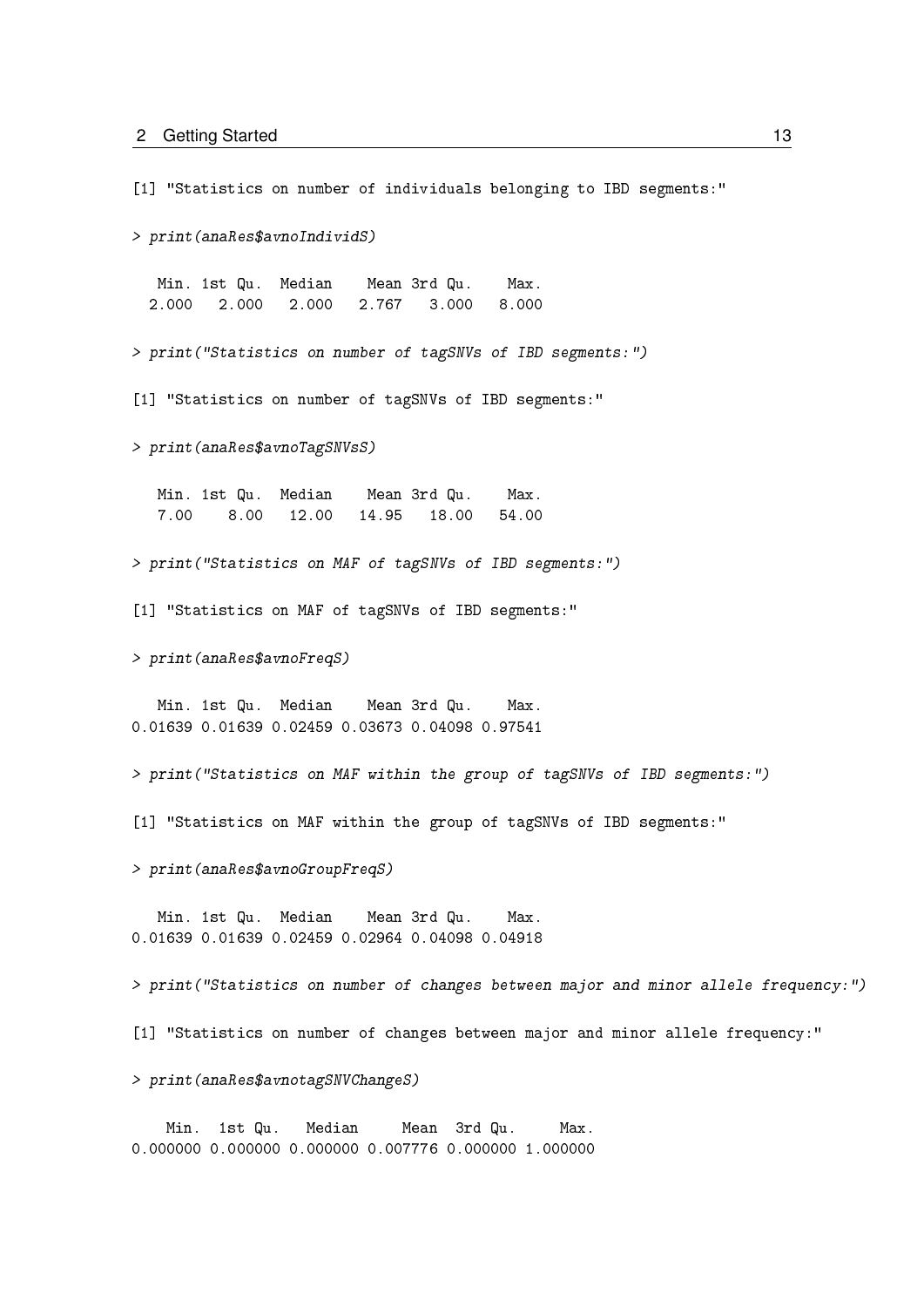```
[1] "Statistics on number of individuals belonging to IBD segments:"

> print(anaRes$avnoIndividS)

   Min. 1st Qu.  Median    Mean 3rd Qu.    Max.
  2.000   2.000   2.000   2.767   3.000   8.000

> print("Statistics on number of tagSNVs of IBD segments:")

[1] "Statistics on number of tagSNVs of IBD segments:"

> print(anaRes$avnoTagSNVsS)

   Min. 1st Qu.  Median    Mean 3rd Qu.    Max.
   7.00    8.00   12.00   14.95   18.00   54.00

> print("Statistics on MAF of tagSNVs of IBD segments:")

[1] "Statistics on MAF of tagSNVs of IBD segments:"

> print(anaRes$avnoFreqS)

   Min. 1st Qu.  Median    Mean 3rd Qu.    Max.
0.01639 0.01639 0.02459 0.03673 0.04098 0.97541

> print("Statistics on MAF within the group of tagSNVs of IBD segments:")

[1] "Statistics on MAF within the group of tagSNVs of IBD segments:"

> print(anaRes$avnoGroupFreqS)

   Min. 1st Qu.  Median    Mean 3rd Qu.    Max.
0.01639 0.01639 0.02459 0.02964 0.04098 0.04918

> print("Statistics on number of changes between major and minor allele frequency:")

[1] "Statistics on number of changes between major and minor allele frequency:"

> print(anaRes$avnotagSNVChangeS)

    Min.  1st Qu.   Median     Mean  3rd Qu.     Max.
0.000000 0.000000 0.000000 0.007776 0.000000 1.000000
```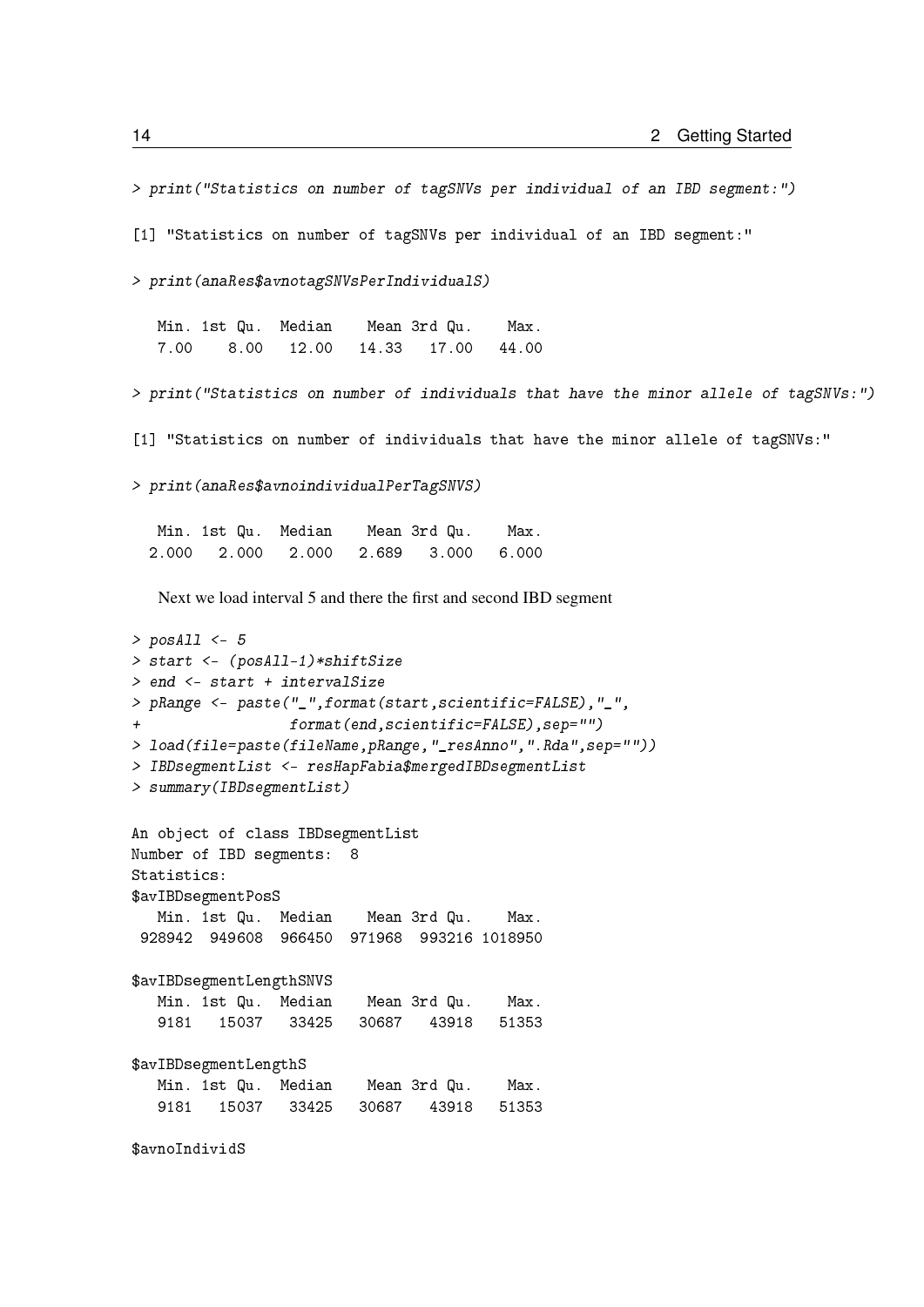```
> print("Statistics on number of tagSNVs per individual of an IBD segment:")

[1] "Statistics on number of tagSNVs per individual of an IBD segment:"

> print(anaRes$avnotagSNVsPerIndividualS)

   Min. 1st Qu.  Median    Mean 3rd Qu.    Max.
   7.00    8.00   12.00   14.33   17.00   44.00

> print("Statistics on number of individuals that have the minor allele of tagSNVs:")

[1] "Statistics on number of individuals that have the minor allele of tagSNVs:"

> print(anaRes$avnoindividualPerTagSNVS)

   Min. 1st Qu.  Median    Mean 3rd Qu.    Max.
  2.000   2.000   2.000   2.689   3.000   6.000
```

Next we load interval 5 and there the first and second IBD segment

```
> posAll <- 5
> start <- (posAll-1)*shiftSize
> end <- start + intervalSize
> pRange <- paste("_",format(start,scientific=FALSE),"_",
+                 format(end,scientific=FALSE),sep="")
> load(file=paste(fileName,pRange,"_resAnno",".Rda",sep=""))
> IBDsegmentList <- resHapFabia$mergedIBDsegmentList
> summary(IBDsegmentList)

An object of class IBDsegmentList
Number of IBD segments:  8
Statistics:
$avIBDsegmentPosS
   Min. 1st Qu.  Median    Mean 3rd Qu.    Max.
 928942  949608  966450  971968  993216 1018950

$avIBDsegmentLengthSNVS
   Min. 1st Qu.  Median    Mean 3rd Qu.    Max.
   9181   15037   33425   30687   43918   51353

$avIBDsegmentLengthS
   Min. 1st Qu.  Median    Mean 3rd Qu.    Max.
   9181   15037   33425   30687   43918   51353

$avnoIndividS
```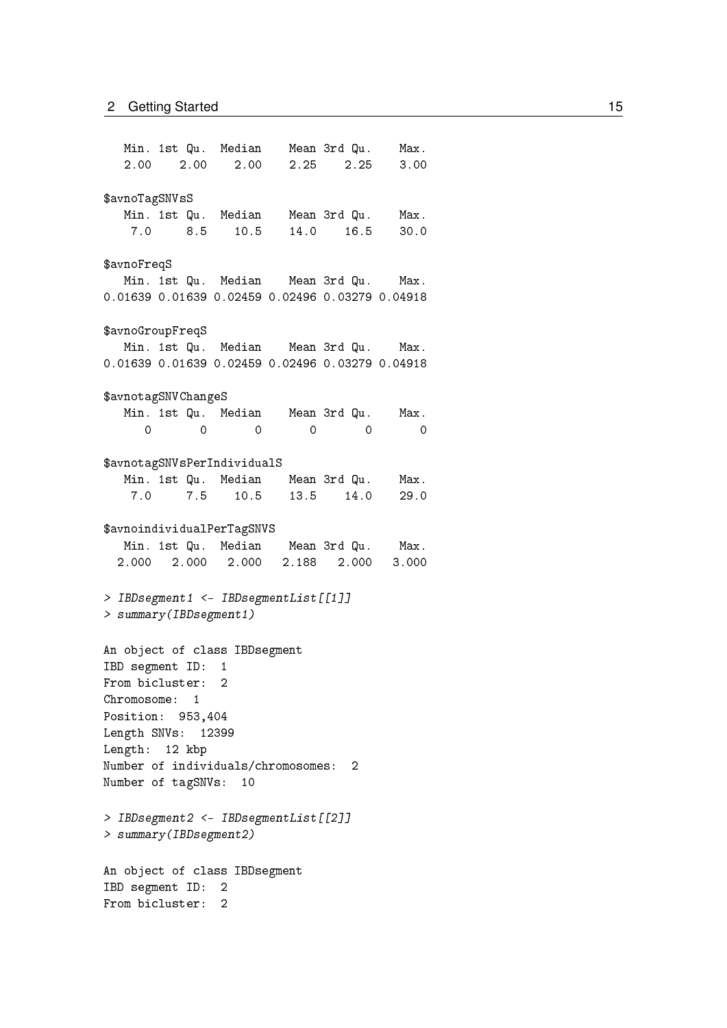```
   Min. 1st Qu.  Median    Mean 3rd Qu.    Max.
   2.00    2.00    2.00    2.25    2.25    3.00

$avnoTagSNVsS
   Min. 1st Qu.  Median    Mean 3rd Qu.    Max.
    7.0     8.5    10.5    14.0    16.5    30.0

$avnoFreqS
   Min. 1st Qu.  Median    Mean 3rd Qu.    Max.
0.01639 0.01639 0.02459 0.02496 0.03279 0.04918

$avnoGroupFreqS
   Min. 1st Qu.  Median    Mean 3rd Qu.    Max.
0.01639 0.01639 0.02459 0.02496 0.03279 0.04918

$avnotagSNVChangeS
   Min. 1st Qu.  Median    Mean 3rd Qu.    Max.
      0       0       0       0       0       0

$avnotagSNVsPerIndividualS
   Min. 1st Qu.  Median    Mean 3rd Qu.    Max.
    7.0     7.5    10.5    13.5    14.0    29.0

$avnoindividualPerTagSNVS
   Min. 1st Qu.  Median    Mean 3rd Qu.    Max.
  2.000   2.000   2.000   2.188   2.000   3.000
```

```
> IBDsegment1 <- IBDsegmentList[[1]]
> summary(IBDsegment1)
```

```
An object of class IBDsegment
IBD segment ID:  1
From bicluster:  2
Chromosome:  1
Position:  953,404
Length SNVs:  12399
Length:  12 kbp
Number of individuals/chromosomes:  2
Number of tagSNVs:  10
```

```
> IBDsegment2 <- IBDsegmentList[[2]]
> summary(IBDsegment2)
```

```
An object of class IBDsegment
IBD segment ID:  2
From bicluster:  2
```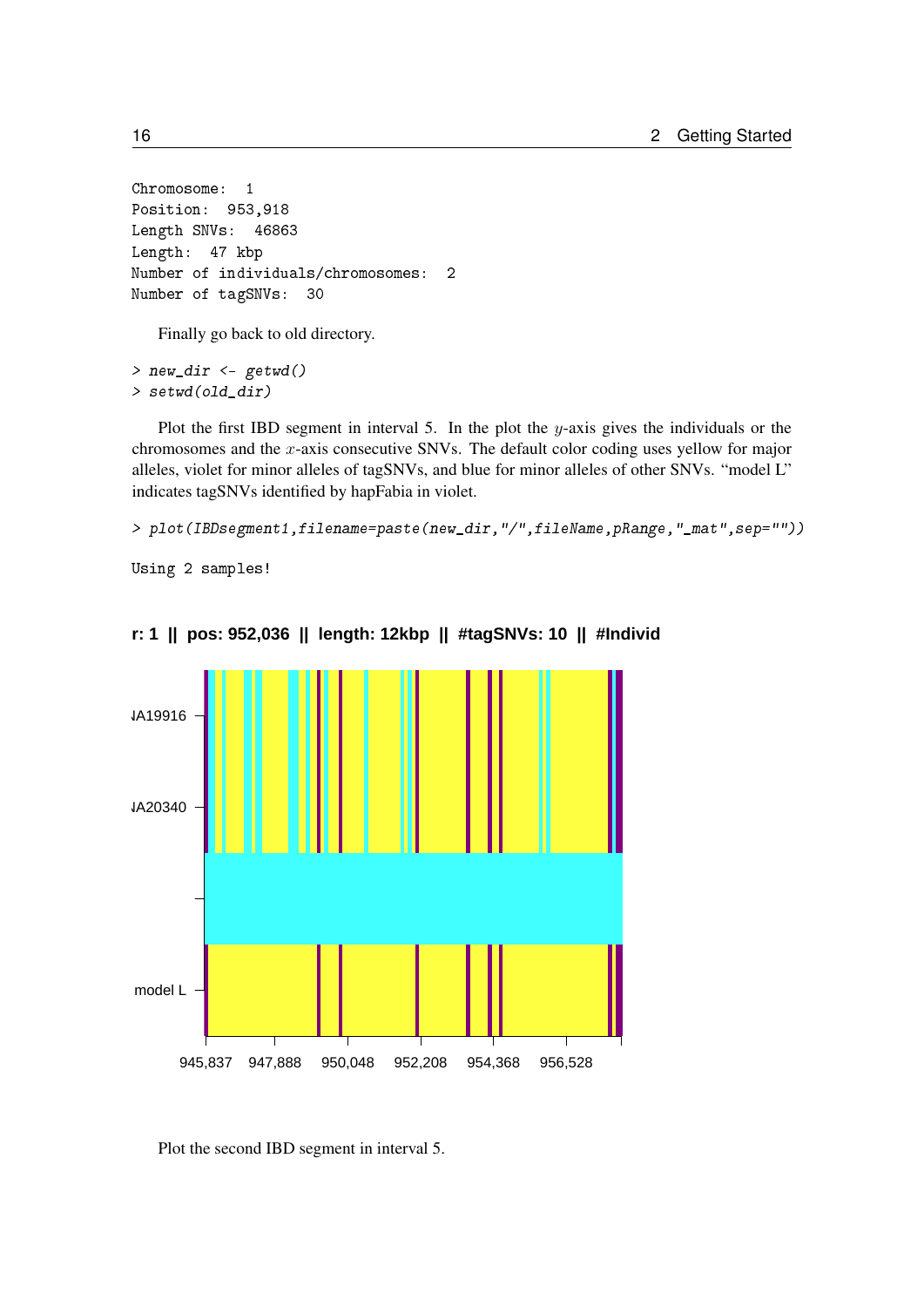```
Chromosome:  1
Position:  953,918
Length SNVs:  46863
Length:  47 kbp
Number of individuals/chromosomes:  2
Number of tagSNVs:  30
```

Finally go back to old directory.

```
> new_dir <- getwd()
> setwd(old_dir)
```

Plot the first IBD segment in interval 5. In the plot the $y$-axis gives the individuals or the chromosomes and the $x$-axis consecutive SNVs. The default color coding uses yellow for major alleles, violet for minor alleles of tagSNVs, and blue for minor alleles of other SNVs. "model L" indicates tagSNVs identified by hapFabia in violet.

```
> plot(IBDsegment1,filename=paste(new_dir,"/",fileName,pRange,"_mat",sep=""))
```

```
Using 2 samples!
```

Plot the second IBD segment in interval 5.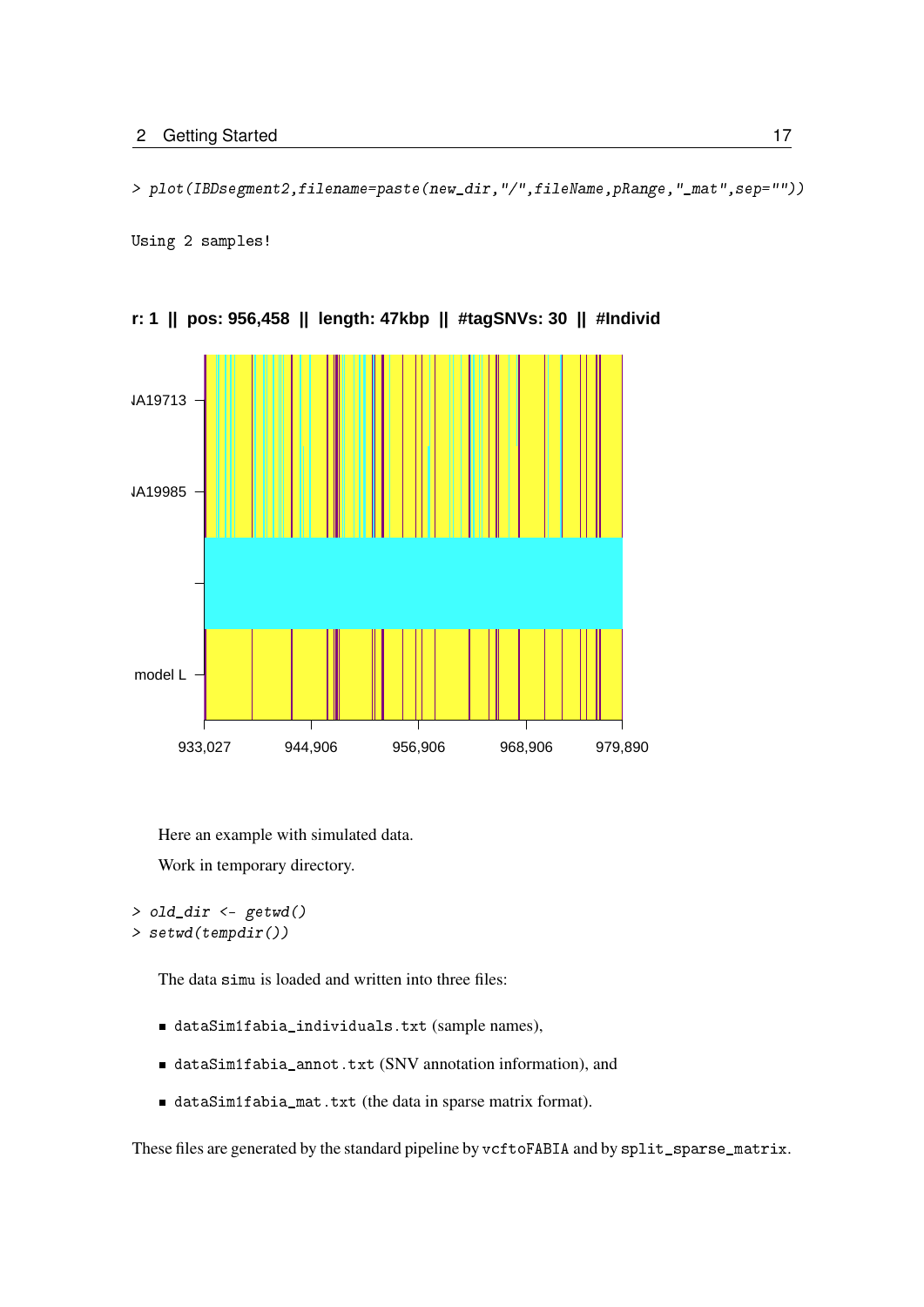```
> plot(IBDsegment2,filename=paste(new_dir,"/",fileName,pRange,"_mat",sep=""))
```

```
Using 2 samples!
```

Here an example with simulated data.

Work in temporary directory.

```
> old_dir <- getwd()
> setwd(tempdir())
```

The data `simu` is loaded and written into three files:

- `dataSim1fabia_individuals.txt` (sample names),
- `dataSim1fabia_annot.txt` (SNV annotation information), and
- `dataSim1fabia_mat.txt` (the data in sparse matrix format).

These files are generated by the standard pipeline by `vcftoFABIA` and by `split_sparse_matrix`.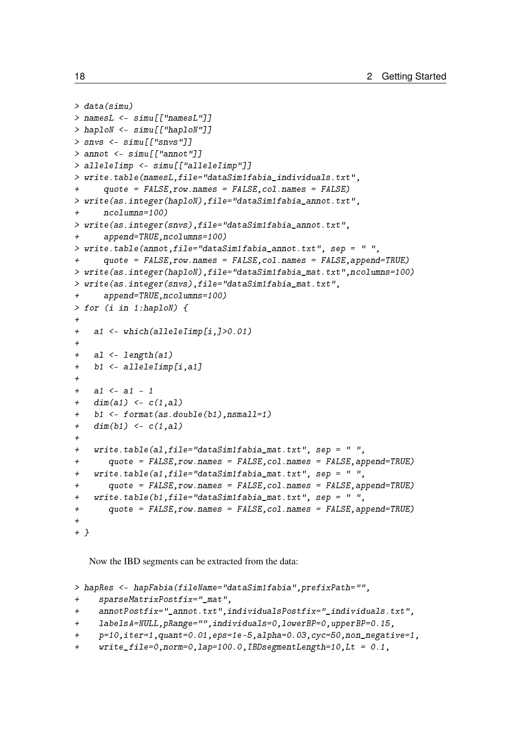```
> data(simu)
> namesL <- simu[["namesL"]]
> haploN <- simu[["haploN"]]
> snvs <- simu[["snvs"]]
> annot <- simu[["annot"]]
> alleleIimp <- simu[["alleleIimp"]]
> write.table(namesL,file="dataSim1fabia_individuals.txt",
+     quote = FALSE,row.names = FALSE,col.names = FALSE)
> write(as.integer(haploN),file="dataSim1fabia_annot.txt",
+     ncolumns=100)
> write(as.integer(snvs),file="dataSim1fabia_annot.txt",
+     append=TRUE,ncolumns=100)
> write.table(annot,file="dataSim1fabia_annot.txt", sep = " ",
+     quote = FALSE,row.names = FALSE,col.names = FALSE,append=TRUE)
> write(as.integer(haploN),file="dataSim1fabia_mat.txt",ncolumns=100)
> write(as.integer(snvs),file="dataSim1fabia_mat.txt",
+     append=TRUE,ncolumns=100)
> for (i in 1:haploN) {
+
+   a1 <- which(alleleIimp[i,]>0.01)
+
+   al <- length(a1)
+   b1 <- alleleIimp[i,a1]
+
+   a1 <- a1 - 1
+   dim(a1) <- c(1,al)
+   b1 <- format(as.double(b1),nsmall=1)
+   dim(b1) <- c(1,al)
+
+   write.table(al,file="dataSim1fabia_mat.txt", sep = " ",
+      quote = FALSE,row.names = FALSE,col.names = FALSE,append=TRUE)
+   write.table(a1,file="dataSim1fabia_mat.txt", sep = " ",
+      quote = FALSE,row.names = FALSE,col.names = FALSE,append=TRUE)
+   write.table(b1,file="dataSim1fabia_mat.txt", sep = " ",
+      quote = FALSE,row.names = FALSE,col.names = FALSE,append=TRUE)
+
+ }
```

Now the IBD segments can be extracted from the data:

```
> hapRes <- hapFabia(fileName="dataSim1fabia",prefixPath="",
+    sparseMatrixPostfix="_mat",
+    annotPostfix="_annot.txt",individualsPostfix="_individuals.txt",
+    labelsA=NULL,pRange="",individuals=0,lowerBP=0,upperBP=0.15,
+    p=10,iter=1,quant=0.01,eps=1e-5,alpha=0.03,cyc=50,non_negative=1,
+    write_file=0,norm=0,lap=100.0,IBDsegmentLength=10,Lt = 0.1,
```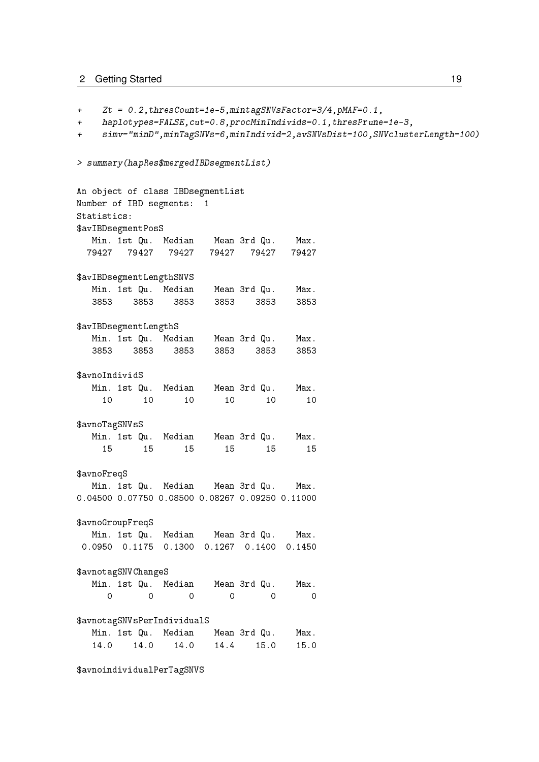```
+     Zt = 0.2,thresCount=1e-5,mintagSNVsFactor=3/4,pMAF=0.1,
+     haplotypes=FALSE,cut=0.8,procMinIndivids=0.1,thresPrune=1e-3,
+     simv="minD",minTagSNVs=6,minIndivid=2,avSNVsDist=100,SNVclusterLength=100)

> summary(hapRes$mergedIBDsegmentList)

An object of class IBDsegmentList
Number of IBD segments:  1
Statistics:
$avIBDsegmentPosS
   Min. 1st Qu.  Median    Mean 3rd Qu.    Max.
  79427   79427   79427   79427   79427   79427

$avIBDsegmentLengthSNVS
   Min. 1st Qu.  Median    Mean 3rd Qu.    Max.
   3853    3853    3853    3853    3853    3853

$avIBDsegmentLengthS
   Min. 1st Qu.  Median    Mean 3rd Qu.    Max.
   3853    3853    3853    3853    3853    3853

$avnoIndividS
   Min. 1st Qu.  Median    Mean 3rd Qu.    Max.
     10      10      10      10      10      10

$avnoTagSNVsS
   Min. 1st Qu.  Median    Mean 3rd Qu.    Max.
     15      15      15      15      15      15

$avnoFreqS
   Min. 1st Qu.  Median    Mean 3rd Qu.    Max.
0.04500 0.07750 0.08500 0.08267 0.09250 0.11000

$avnoGroupFreqS
   Min. 1st Qu.  Median    Mean 3rd Qu.    Max.
 0.0950  0.1175  0.1300  0.1267  0.1400  0.1450

$avnotagSNVChangeS
   Min. 1st Qu.  Median    Mean 3rd Qu.    Max.
      0       0       0       0       0       0

$avnotagSNVsPerIndividualS
   Min. 1st Qu.  Median    Mean 3rd Qu.    Max.
   14.0    14.0    14.0    14.4    15.0    15.0

$avnoindividualPerTagSNVS
```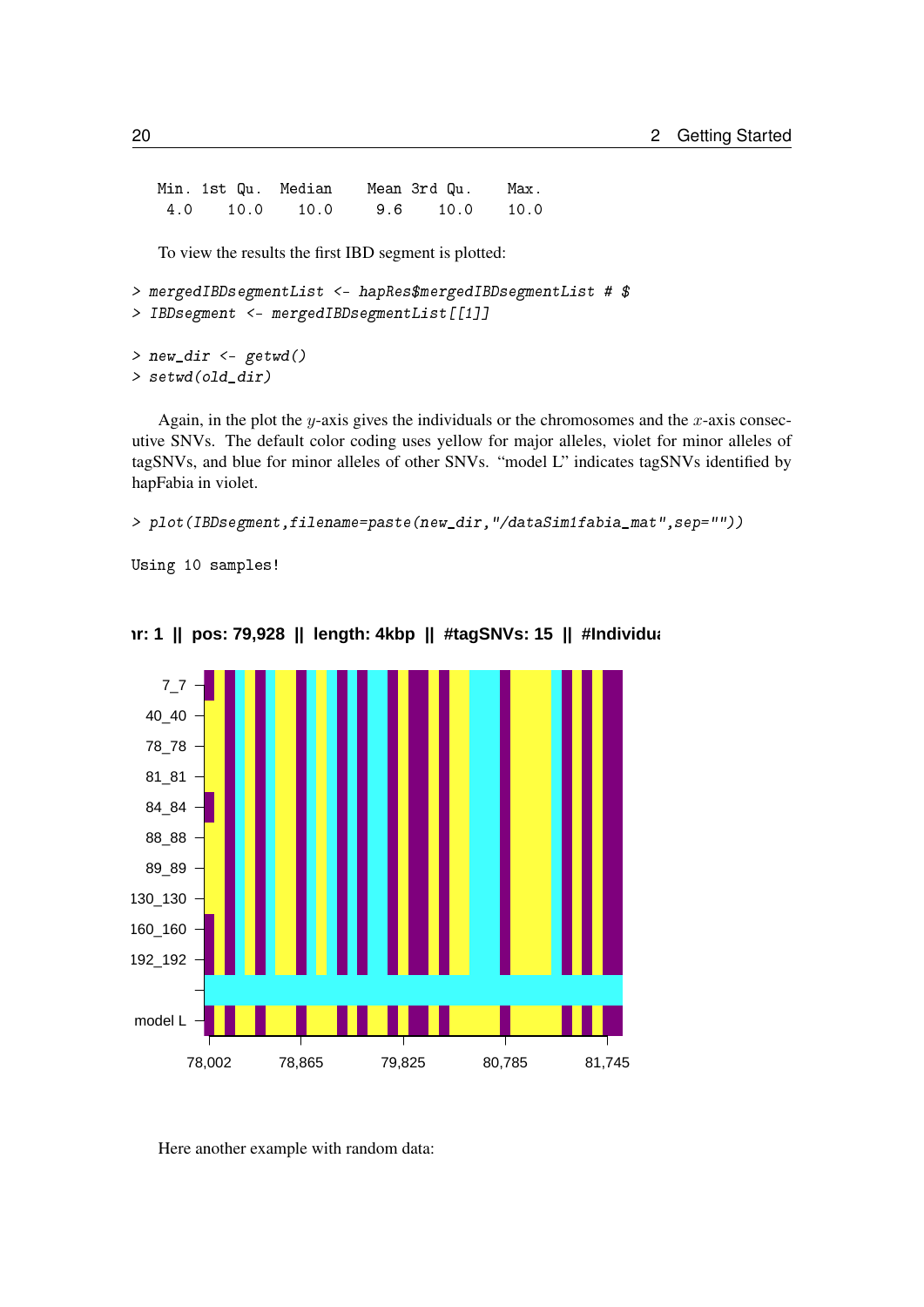```
   Min. 1st Qu.  Median    Mean 3rd Qu.    Max.
    4.0    10.0    10.0     9.6    10.0    10.0
```

To view the results the first IBD segment is plotted:

```
> mergedIBDsegmentList <- hapRes$mergedIBDsegmentList # $
> IBDsegment <- mergedIBDsegmentList[[1]]

> new_dir <- getwd()
> setwd(old_dir)
```

Again, in the plot the $y$-axis gives the individuals or the chromosomes and the $x$-axis consecutive SNVs. The default color coding uses yellow for major alleles, violet for minor alleles of tagSNVs, and blue for minor alleles of other SNVs. "model L" indicates tagSNVs identified by hapFabia in violet.

```
> plot(IBDsegment,filename=paste(new_dir,"/dataSim1fabia_mat",sep=""))
```

```
Using 10 samples!
```

Here another example with random data: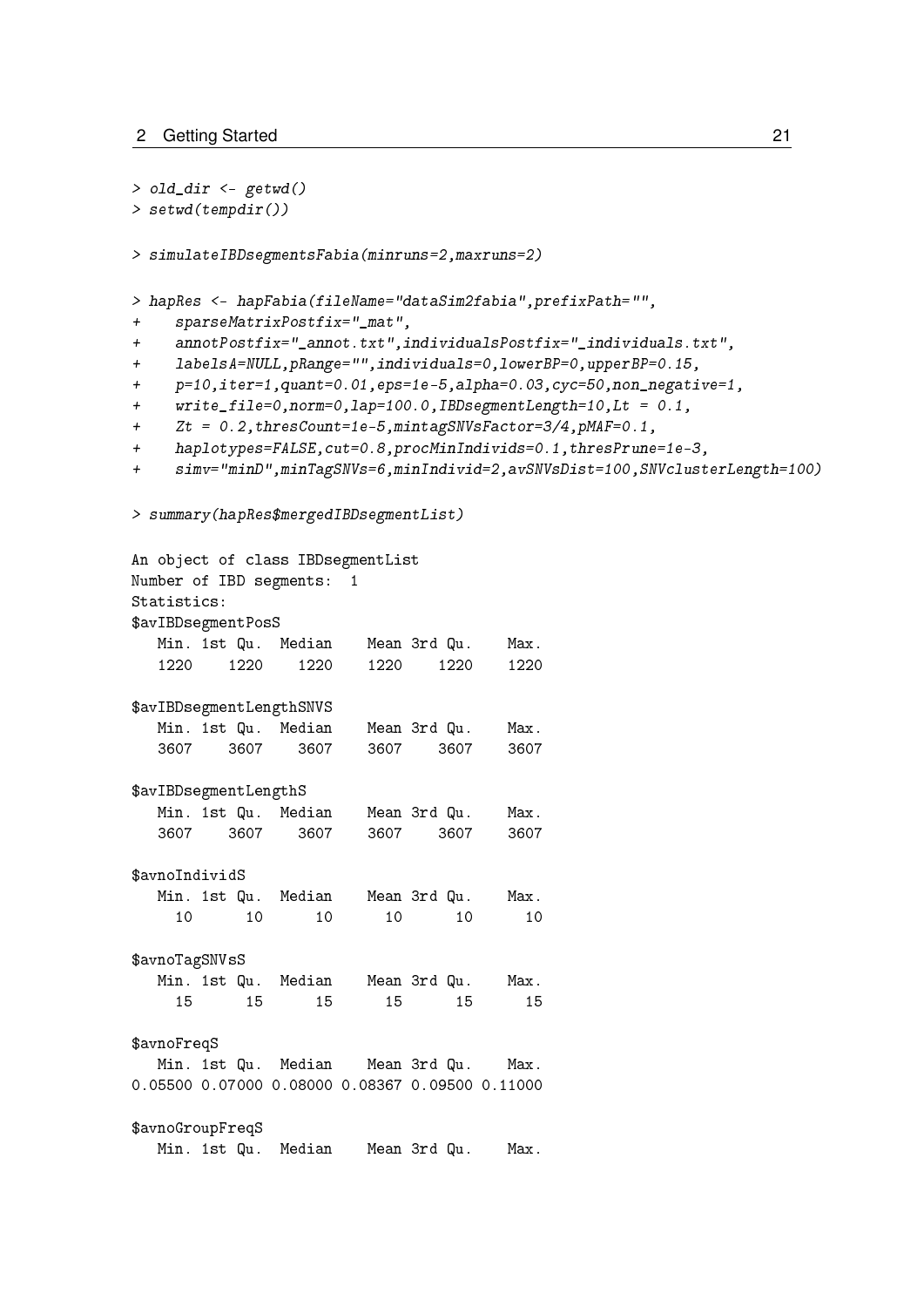```
> old_dir <- getwd()
> setwd(tempdir())

> simulateIBDsegmentsFabia(minruns=2,maxruns=2)

> hapRes <- hapFabia(fileName="dataSim2fabia",prefixPath="",
+     sparseMatrixPostfix="_mat",
+     annotPostfix="_annot.txt",individualsPostfix="_individuals.txt",
+     labelsA=NULL,pRange="",individuals=0,lowerBP=0,upperBP=0.15,
+     p=10,iter=1,quant=0.01,eps=1e-5,alpha=0.03,cyc=50,non_negative=1,
+     write_file=0,norm=0,lap=100.0,IBDsegmentLength=10,Lt = 0.1,
+     Zt = 0.2,thresCount=1e-5,mintagSNVsFactor=3/4,pMAF=0.1,
+     haplotypes=FALSE,cut=0.8,procMinIndivids=0.1,thresPrune=1e-3,
+     simv="minD",minTagSNVs=6,minIndivid=2,avSNVsDist=100,SNVclusterLength=100)

> summary(hapRes$mergedIBDsegmentList)

An object of class IBDsegmentList
Number of IBD segments:  1
Statistics:
$avIBDsegmentPosS
   Min. 1st Qu.  Median    Mean 3rd Qu.    Max.
   1220    1220    1220    1220    1220    1220

$avIBDsegmentLengthSNVS
   Min. 1st Qu.  Median    Mean 3rd Qu.    Max.
   3607    3607    3607    3607    3607    3607

$avIBDsegmentLengthS
   Min. 1st Qu.  Median    Mean 3rd Qu.    Max.
   3607    3607    3607    3607    3607    3607

$avnoIndividS
   Min. 1st Qu.  Median    Mean 3rd Qu.    Max.
     10      10      10      10      10      10

$avnoTagSNVsS
   Min. 1st Qu.  Median    Mean 3rd Qu.    Max.
     15      15      15      15      15      15

$avnoFreqS
   Min. 1st Qu.  Median    Mean 3rd Qu.    Max.
0.05500 0.07000 0.08000 0.08367 0.09500 0.11000

$avnoGroupFreqS
   Min. 1st Qu.  Median    Mean 3rd Qu.    Max.
```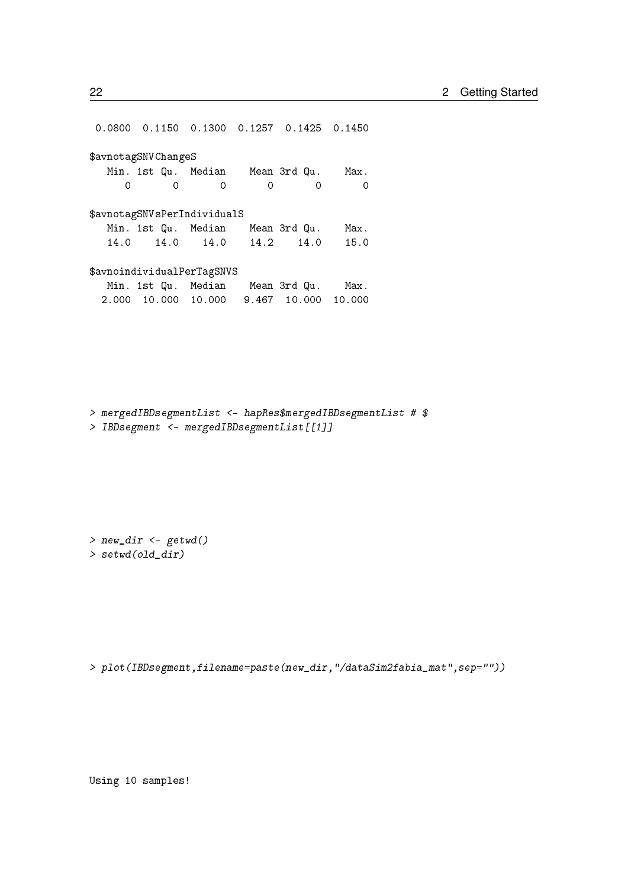```
 0.0800  0.1150  0.1300  0.1257  0.1425  0.1450

$avnotagSNVChangeS
   Min. 1st Qu.  Median    Mean 3rd Qu.    Max.
      0       0       0       0       0       0

$avnotagSNVsPerIndividualS
   Min. 1st Qu.  Median    Mean 3rd Qu.    Max.
   14.0    14.0    14.0    14.2    14.0    15.0

$avnoindividualPerTagSNVS
   Min. 1st Qu.  Median    Mean 3rd Qu.    Max.
  2.000  10.000  10.000   9.467  10.000  10.000
```

```
> mergedIBDsegmentList <- hapRes$mergedIBDsegmentList # $
> IBDsegment <- mergedIBDsegmentList[[1]]
```

```
> new_dir <- getwd()
> setwd(old_dir)
```

```
> plot(IBDsegment,filename=paste(new_dir,"/dataSim2fabia_mat",sep=""))
```

```
Using 10 samples!
```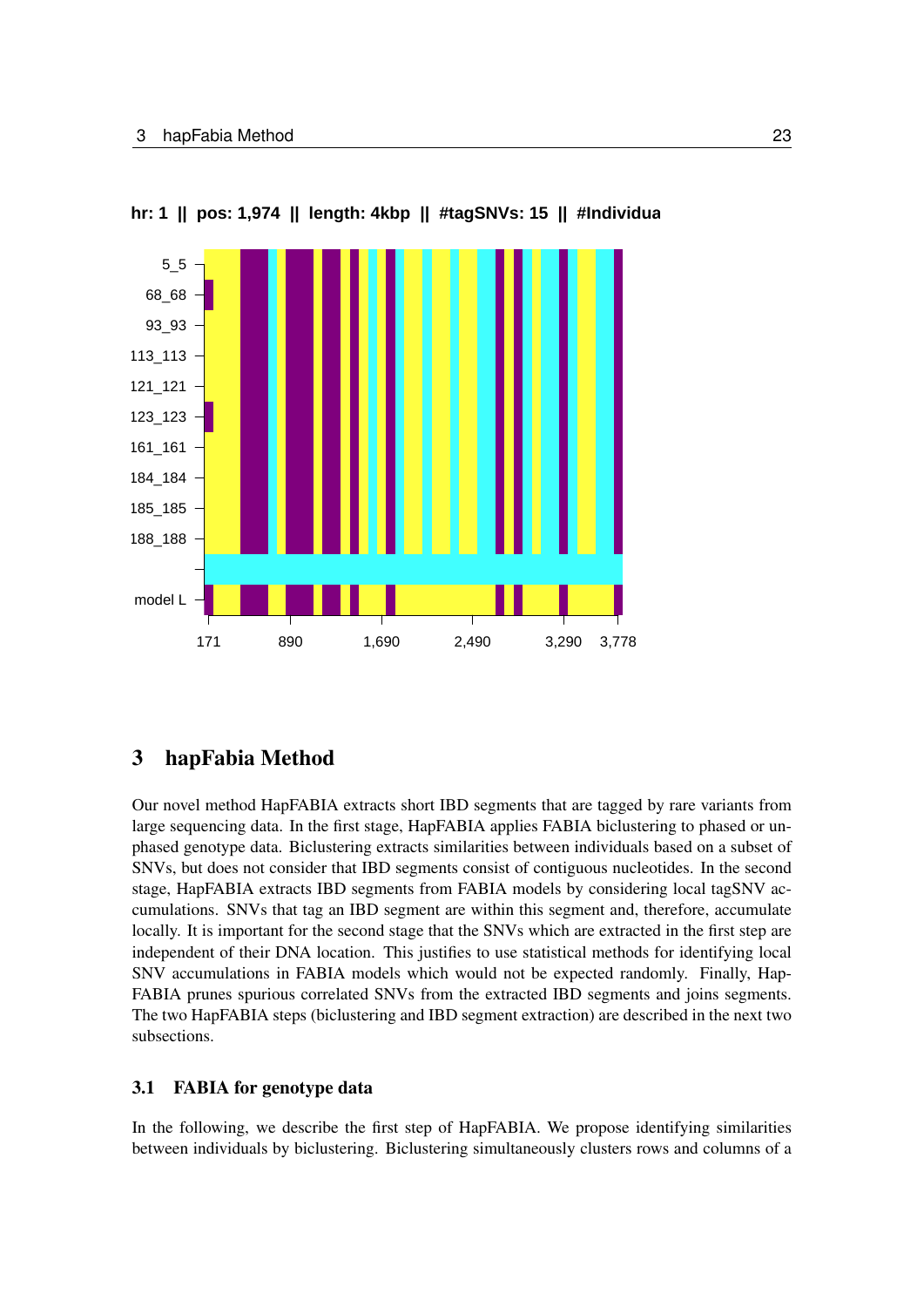hr: 1 || pos: 1,974 || length: 4kbp || #tagSNVs: 15 || #Individua

5_5
68_68
93_93
113_113
121_121
123_123
161_161
184_184
185_185
188_188

model L

171 890 1,690 2,490 3,290 3,778

## 3 hapFabia Method

Our novel method HapFABIA extracts short IBD segments that are tagged by rare variants from large sequencing data. In the first stage, HapFABIA applies FABIA biclustering to phased or unphased genotype data. Biclustering extracts similarities between individuals based on a subset of SNVs, but does not consider that IBD segments consist of contiguous nucleotides. In the second stage, HapFABIA extracts IBD segments from FABIA models by considering local tagSNV accumulations. SNVs that tag an IBD segment are within this segment and, therefore, accumulate locally. It is important for the second stage that the SNVs which are extracted in the first step are independent of their DNA location. This justifies to use statistical methods for identifying local SNV accumulations in FABIA models which would not be expected randomly. Finally, HapFABIA prunes spurious correlated SNVs from the extracted IBD segments and joins segments. The two HapFABIA steps (biclustering and IBD segment extraction) are described in the next two subsections.

### 3.1 FABIA for genotype data

In the following, we describe the first step of HapFABIA. We propose identifying similarities between individuals by biclustering. Biclustering simultaneously clusters rows and columns of a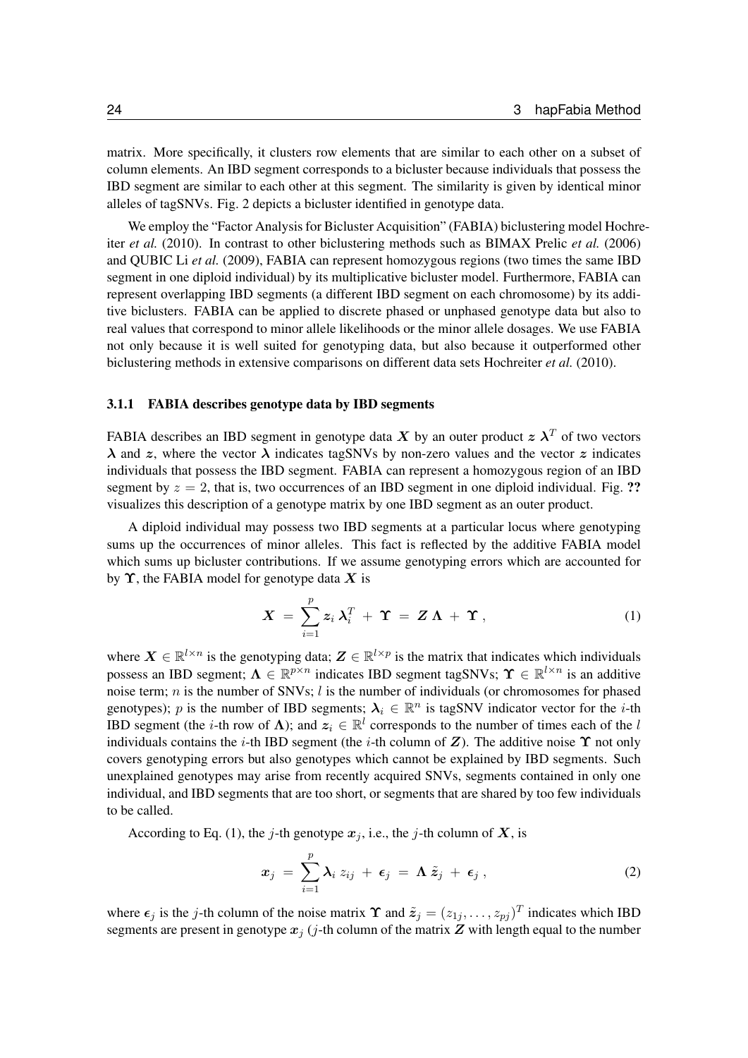matrix. More specifically, it clusters row elements that are similar to each other on a subset of column elements. An IBD segment corresponds to a bicluster because individuals that possess the IBD segment are similar to each other at this segment. The similarity is given by identical minor alleles of tagSNVs. Fig. 2 depicts a bicluster identified in genotype data.

We employ the "Factor Analysis for Bicluster Acquisition" (FABIA) biclustering model Hochreiter *et al.* (2010). In contrast to other biclustering methods such as BIMAX Prelic *et al.* (2006) and QUBIC Li *et al.* (2009), FABIA can represent homozygous regions (two times the same IBD segment in one diploid individual) by its multiplicative bicluster model. Furthermore, FABIA can represent overlapping IBD segments (a different IBD segment on each chromosome) by its additive biclusters. FABIA can be applied to discrete phased or unphased genotype data but also to real values that correspond to minor allele likelihoods or the minor allele dosages. We use FABIA not only because it is well suited for genotyping data, but also because it outperformed other biclustering methods in extensive comparisons on different data sets Hochreiter *et al.* (2010).

### 3.1.1 FABIA describes genotype data by IBD segments

FABIA describes an IBD segment in genotype data $\boldsymbol{X}$ by an outer product $\boldsymbol{z}\,\boldsymbol{\lambda}^T$ of two vectors $\boldsymbol{\lambda}$ and $\boldsymbol{z}$, where the vector $\boldsymbol{\lambda}$ indicates tagSNVs by non-zero values and the vector $\boldsymbol{z}$ indicates individuals that possess the IBD segment. FABIA can represent a homozygous region of an IBD segment by $z = 2$, that is, two occurrences of an IBD segment in one diploid individual. Fig. **??** visualizes this description of a genotype matrix by one IBD segment as an outer product.

A diploid individual may possess two IBD segments at a particular locus where genotyping sums up the occurrences of minor alleles. This fact is reflected by the additive FABIA model which sums up bicluster contributions. If we assume genotyping errors which are accounted for by $\boldsymbol{\Upsilon}$, the FABIA model for genotype data $\boldsymbol{X}$ is

$$\boldsymbol{X} \;=\; \sum_{i=1}^{p} \boldsymbol{z}_i\, \boldsymbol{\lambda}_i^T \;+\; \boldsymbol{\Upsilon} \;=\; \boldsymbol{Z}\,\boldsymbol{\Lambda} \;+\; \boldsymbol{\Upsilon}\,, \tag{1}$$

where $\boldsymbol{X} \in \mathbb{R}^{l \times n}$ is the genotyping data; $\boldsymbol{Z} \in \mathbb{R}^{l \times p}$ is the matrix that indicates which individuals possess an IBD segment; $\boldsymbol{\Lambda} \in \mathbb{R}^{p \times n}$ indicates IBD segment tagSNVs; $\boldsymbol{\Upsilon} \in \mathbb{R}^{l \times n}$ is an additive noise term; $n$ is the number of SNVs; $l$ is the number of individuals (or chromosomes for phased genotypes); $p$ is the number of IBD segments; $\boldsymbol{\lambda}_i \in \mathbb{R}^n$ is tagSNV indicator vector for the $i$-th IBD segment (the $i$-th row of $\boldsymbol{\Lambda}$); and $\boldsymbol{z}_i \in \mathbb{R}^l$ corresponds to the number of times each of the $l$ individuals contains the $i$-th IBD segment (the $i$-th column of $\boldsymbol{Z}$). The additive noise $\boldsymbol{\Upsilon}$ not only covers genotyping errors but also genotypes which cannot be explained by IBD segments. Such unexplained genotypes may arise from recently acquired SNVs, segments contained in only one individual, and IBD segments that are too short, or segments that are shared by too few individuals to be called.

According to Eq. (1), the $j$-th genotype $\boldsymbol{x}_j$, i.e., the $j$-th column of $\boldsymbol{X}$, is

$$\boldsymbol{x}_j \;=\; \sum_{i=1}^{p} \boldsymbol{\lambda}_i\, z_{ij} \;+\; \boldsymbol{\epsilon}_j \;=\; \boldsymbol{\Lambda}\, \tilde{\boldsymbol{z}}_j \;+\; \boldsymbol{\epsilon}_j\,, \tag{2}$$

where $\boldsymbol{\epsilon}_j$ is the $j$-th column of the noise matrix $\boldsymbol{\Upsilon}$ and $\tilde{\boldsymbol{z}}_j = (z_{1j}, \ldots, z_{pj})^T$ indicates which IBD segments are present in genotype $\boldsymbol{x}_j$ ($j$-th column of the matrix $\boldsymbol{Z}$ with length equal to the number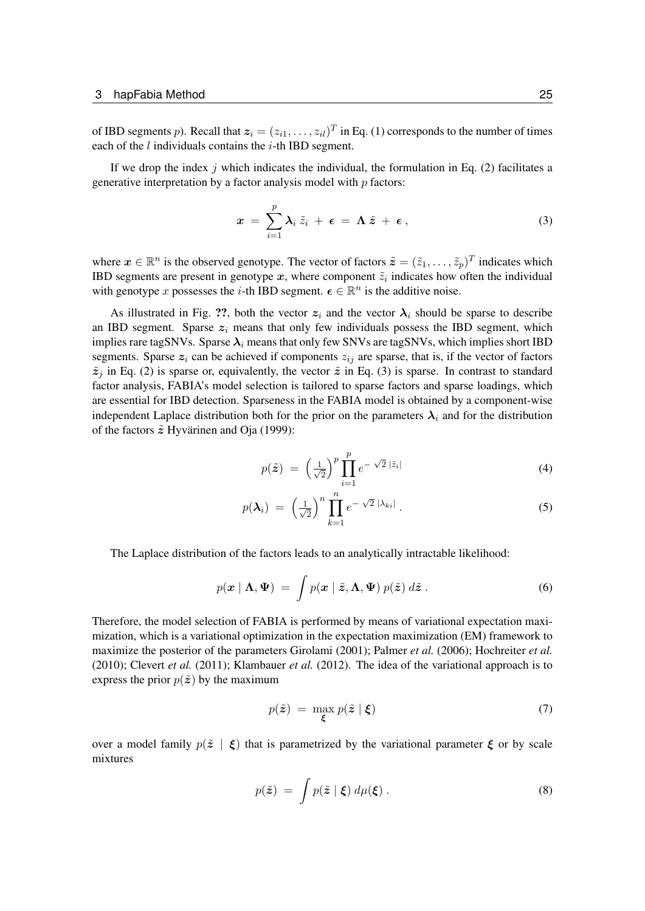of IBD segments $p$). Recall that $\boldsymbol{z}_i = (z_{i1}, \ldots, z_{il})^T$ in Eq. (1) corresponds to the number of times each of the $l$ individuals contains the $i$-th IBD segment.

If we drop the index $j$ which indicates the individual, the formulation in Eq. (2) facilitates a generative interpretation by a factor analysis model with $p$ factors:

$$\boldsymbol{x} \ = \ \sum_{i=1}^{p} \boldsymbol{\lambda}_i \, \tilde{z}_i \ + \ \boldsymbol{\epsilon} \ = \ \boldsymbol{\Lambda} \, \tilde{\boldsymbol{z}} \ + \ \boldsymbol{\epsilon} \ , \tag{3}$$

where $\boldsymbol{x} \in \mathbb{R}^n$ is the observed genotype. The vector of factors $\tilde{\boldsymbol{z}} = (\tilde{z}_1, \ldots, \tilde{z}_p)^T$ indicates which IBD segments are present in genotype $\boldsymbol{x}$, where component $\tilde{z}_i$ indicates how often the individual with genotype $x$ possesses the $i$-th IBD segment. $\boldsymbol{\epsilon} \in \mathbb{R}^n$ is the additive noise.

As illustrated in Fig. ??, both the vector $\boldsymbol{z}_i$ and the vector $\boldsymbol{\lambda}_i$ should be sparse to describe an IBD segment. Sparse $\boldsymbol{z}_i$ means that only few individuals possess the IBD segment, which implies rare tagSNVs. Sparse $\boldsymbol{\lambda}_i$ means that only few SNVs are tagSNVs, which implies short IBD segments. Sparse $\boldsymbol{z}_i$ can be achieved if components $z_{ij}$ are sparse, that is, if the vector of factors $\tilde{\boldsymbol{z}}_j$ in Eq. (2) is sparse or, equivalently, the vector $\tilde{\boldsymbol{z}}$ in Eq. (3) is sparse. In contrast to standard factor analysis, FABIA's model selection is tailored to sparse factors and sparse loadings, which are essential for IBD detection. Sparseness in the FABIA model is obtained by a component-wise independent Laplace distribution both for the prior on the parameters $\boldsymbol{\lambda}_i$ and for the distribution of the factors $\tilde{\boldsymbol{z}}$ Hyvärinen and Oja (1999):

$$p(\tilde{\boldsymbol{z}}) \ = \ \left(\tfrac{1}{\sqrt{2}}\right)^p \prod_{i=1}^{p} e^{- \sqrt{2} \, |\tilde{z}_i|} \tag{4}$$

$$p(\boldsymbol{\lambda}_i) \ = \ \left(\tfrac{1}{\sqrt{2}}\right)^n \prod_{k=1}^{n} e^{- \sqrt{2} \, |\lambda_{ki}|} \ . \tag{5}$$

The Laplace distribution of the factors leads to an analytically intractable likelihood:

$$p(\boldsymbol{x} \mid \boldsymbol{\Lambda}, \boldsymbol{\Psi}) \ = \ \int p(\boldsymbol{x} \mid \tilde{\boldsymbol{z}}, \boldsymbol{\Lambda}, \boldsymbol{\Psi}) \, p(\tilde{\boldsymbol{z}}) \, d\tilde{\boldsymbol{z}} \ . \tag{6}$$

Therefore, the model selection of FABIA is performed by means of variational expectation maximization, which is a variational optimization in the expectation maximization (EM) framework to maximize the posterior of the parameters Girolami (2001); Palmer *et al.* (2006); Hochreiter *et al.* (2010); Clevert *et al.* (2011); Klambauer *et al.* (2012). The idea of the variational approach is to express the prior $p(\tilde{\boldsymbol{z}})$ by the maximum

$$p(\tilde{\boldsymbol{z}}) \ = \ \max_{\boldsymbol{\xi}} p(\tilde{\boldsymbol{z}} \mid \boldsymbol{\xi}) \tag{7}$$

over a model family $p(\tilde{\boldsymbol{z}} \mid \boldsymbol{\xi})$ that is parametrized by the variational parameter $\boldsymbol{\xi}$ or by scale mixtures

$$p(\tilde{\boldsymbol{z}}) \ = \ \int p(\tilde{\boldsymbol{z}} \mid \boldsymbol{\xi}) \, d\mu(\boldsymbol{\xi}) \ . \tag{8}$$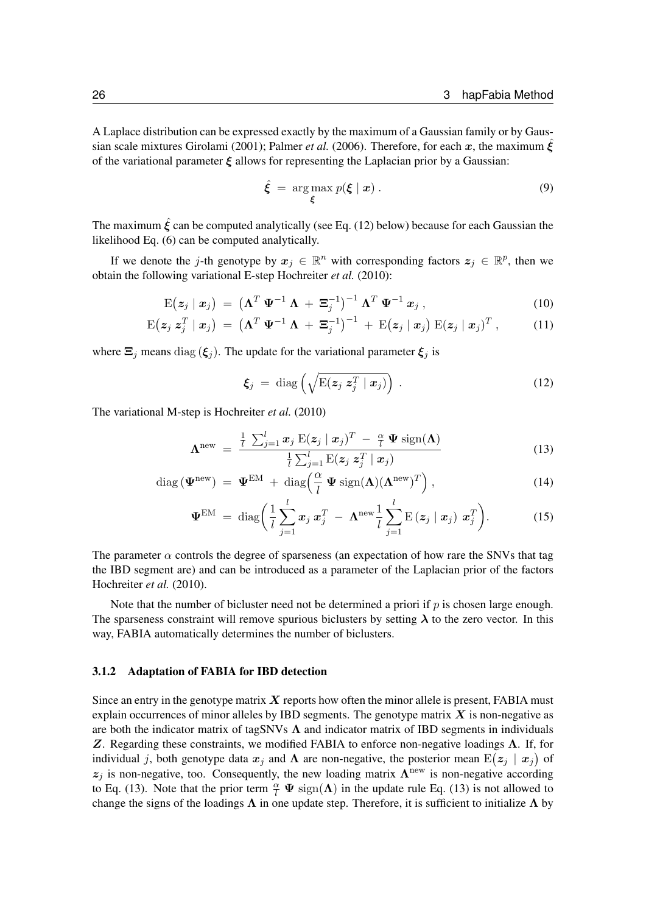A Laplace distribution can be expressed exactly by the maximum of a Gaussian family or by Gaussian scale mixtures Girolami (2001); Palmer *et al.* (2006). Therefore, for each $\boldsymbol{x}$, the maximum $\hat{\boldsymbol{\xi}}$ of the variational parameter $\boldsymbol{\xi}$ allows for representing the Laplacian prior by a Gaussian:

$$\hat{\boldsymbol{\xi}} \ = \ \arg\max_{\boldsymbol{\xi}} p(\boldsymbol{\xi} \mid \boldsymbol{x}) \ . \tag{9}$$

The maximum $\hat{\boldsymbol{\xi}}$ can be computed analytically (see Eq. (12) below) because for each Gaussian the likelihood Eq. (6) can be computed analytically.

If we denote the $j$-th genotype by $\boldsymbol{x}_j \in \mathbb{R}^n$ with corresponding factors $\boldsymbol{z}_j \in \mathbb{R}^p$, then we obtain the following variational E-step Hochreiter *et al.* (2010):

$$\mathrm{E}\big(\boldsymbol{z}_j \mid \boldsymbol{x}_j\big) \ = \ \left(\boldsymbol{\Lambda}^T \ \boldsymbol{\Psi}^{-1} \ \boldsymbol{\Lambda} \ + \ \boldsymbol{\Xi}_j^{-1}\right)^{-1} \boldsymbol{\Lambda}^T \ \boldsymbol{\Psi}^{-1} \ \boldsymbol{x}_j \ , \tag{10}$$

$$\mathrm{E}\big(\boldsymbol{z}_j \ \boldsymbol{z}_j^T \mid \boldsymbol{x}_j\big) \ = \ \left(\boldsymbol{\Lambda}^T \ \boldsymbol{\Psi}^{-1} \ \boldsymbol{\Lambda} \ + \ \boldsymbol{\Xi}_j^{-1}\right)^{-1} \ + \ \mathrm{E}\big(\boldsymbol{z}_j \mid \boldsymbol{x}_j\big) \ \mathrm{E}\big(\boldsymbol{z}_j \mid \boldsymbol{x}_j\big)^T \ , \tag{11}$$

where $\boldsymbol{\Xi}_j$ means $\mathrm{diag}\left(\boldsymbol{\xi}_j\right)$. The update for the variational parameter $\boldsymbol{\xi}_j$ is

$$\boldsymbol{\xi}_j \ = \ \mathrm{diag}\left(\sqrt{\mathrm{E}(\boldsymbol{z}_j \ \boldsymbol{z}_j^T \mid \boldsymbol{x}_j)}\right) \ . \tag{12}$$

The variational M-step is Hochreiter *et al.* (2010)

$$\boldsymbol{\Lambda}^{\mathrm{new}} \ = \ \frac{\frac{1}{l} \ \sum_{j=1}^{l} \boldsymbol{x}_j \ \mathrm{E}(\boldsymbol{z}_j \mid \boldsymbol{x}_j)^T \ - \ \frac{\alpha}{l} \ \boldsymbol{\Psi} \ \mathrm{sign}(\boldsymbol{\Lambda})}{\frac{1}{l} \sum_{j=1}^{l} \mathrm{E}(\boldsymbol{z}_j \ \boldsymbol{z}_j^T \mid \boldsymbol{x}_j)} \tag{13}$$

$$\mathrm{diag}\left(\boldsymbol{\Psi}^{\mathrm{new}}\right) \ = \ \boldsymbol{\Psi}^{\mathrm{EM}} \ + \ \mathrm{diag}\Big(\frac{\alpha}{l} \ \boldsymbol{\Psi} \ \mathrm{sign}(\boldsymbol{\Lambda})(\boldsymbol{\Lambda}^{\mathrm{new}})^T\Big) \ , \tag{14}$$

$$\boldsymbol{\Psi}^{\mathrm{EM}} \ = \ \mathrm{diag}\bigg(\frac{1}{l} \sum_{j=1}^{l} \boldsymbol{x}_j \ \boldsymbol{x}_j^T \ - \ \boldsymbol{\Lambda}^{\mathrm{new}} \frac{1}{l} \sum_{j=1}^{l} \mathrm{E}\left(\boldsymbol{z}_j \mid \boldsymbol{x}_j\right) \ \boldsymbol{x}_j^T\bigg). \tag{15}$$

The parameter $\alpha$ controls the degree of sparseness (an expectation of how rare the SNVs that tag the IBD segment are) and can be introduced as a parameter of the Laplacian prior of the factors Hochreiter *et al.* (2010).

Note that the number of bicluster need not be determined a priori if $p$ is chosen large enough. The sparseness constraint will remove spurious biclusters by setting $\boldsymbol{\lambda}$ to the zero vector. In this way, FABIA automatically determines the number of biclusters.

### 3.1.2 Adaptation of FABIA for IBD detection

Since an entry in the genotype matrix $\boldsymbol{X}$ reports how often the minor allele is present, FABIA must explain occurrences of minor alleles by IBD segments. The genotype matrix $\boldsymbol{X}$ is non-negative as are both the indicator matrix of tagSNVs $\boldsymbol{\Lambda}$ and indicator matrix of IBD segments in individuals $\boldsymbol{Z}$. Regarding these constraints, we modified FABIA to enforce non-negative loadings $\boldsymbol{\Lambda}$. If, for individual $j$, both genotype data $\boldsymbol{x}_j$ and $\boldsymbol{\Lambda}$ are non-negative, the posterior mean $\mathrm{E}\big(\boldsymbol{z}_j \mid \boldsymbol{x}_j\big)$ of $\boldsymbol{z}_j$ is non-negative, too. Consequently, the new loading matrix $\boldsymbol{\Lambda}^{\mathrm{new}}$ is non-negative according to Eq. (13). Note that the prior term $\frac{\alpha}{l} \ \boldsymbol{\Psi} \ \mathrm{sign}(\boldsymbol{\Lambda})$ in the update rule Eq. (13) is not allowed to change the signs of the loadings $\boldsymbol{\Lambda}$ in one update step. Therefore, it is sufficient to initialize $\boldsymbol{\Lambda}$ by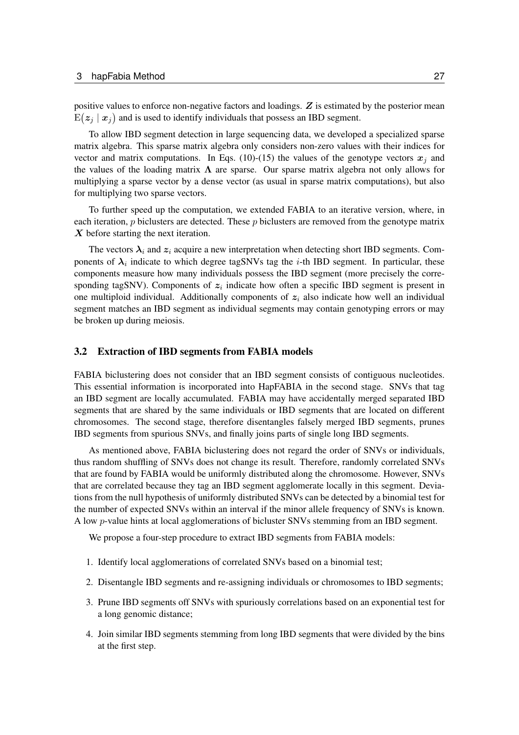positive values to enforce non-negative factors and loadings. $\boldsymbol{Z}$ is estimated by the posterior mean $\mathrm{E}(\boldsymbol{z}_j \mid \boldsymbol{x}_j)$ and is used to identify individuals that possess an IBD segment.

To allow IBD segment detection in large sequencing data, we developed a specialized sparse matrix algebra. This sparse matrix algebra only considers non-zero values with their indices for vector and matrix computations. In Eqs. (10)-(15) the values of the genotype vectors $\boldsymbol{x}_j$ and the values of the loading matrix $\boldsymbol{\Lambda}$ are sparse. Our sparse matrix algebra not only allows for multiplying a sparse vector by a dense vector (as usual in sparse matrix computations), but also for multiplying two sparse vectors.

To further speed up the computation, we extended FABIA to an iterative version, where, in each iteration, $p$ biclusters are detected. These $p$ biclusters are removed from the genotype matrix $\boldsymbol{X}$ before starting the next iteration.

The vectors $\boldsymbol{\lambda}_i$ and $\boldsymbol{z}_i$ acquire a new interpretation when detecting short IBD segments. Components of $\boldsymbol{\lambda}_i$ indicate to which degree tagSNVs tag the $i$-th IBD segment. In particular, these components measure how many individuals possess the IBD segment (more precisely the corresponding tagSNV). Components of $\boldsymbol{z}_i$ indicate how often a specific IBD segment is present in one multiploid individual. Additionally components of $\boldsymbol{z}_i$ also indicate how well an individual segment matches an IBD segment as individual segments may contain genotyping errors or may be broken up during meiosis.

### 3.2 Extraction of IBD segments from FABIA models

FABIA biclustering does not consider that an IBD segment consists of contiguous nucleotides. This essential information is incorporated into HapFABIA in the second stage. SNVs that tag an IBD segment are locally accumulated. FABIA may have accidentally merged separated IBD segments that are shared by the same individuals or IBD segments that are located on different chromosomes. The second stage, therefore disentangles falsely merged IBD segments, prunes IBD segments from spurious SNVs, and finally joins parts of single long IBD segments.

As mentioned above, FABIA biclustering does not regard the order of SNVs or individuals, thus random shuffling of SNVs does not change its result. Therefore, randomly correlated SNVs that are found by FABIA would be uniformly distributed along the chromosome. However, SNVs that are correlated because they tag an IBD segment agglomerate locally in this segment. Deviations from the null hypothesis of uniformly distributed SNVs can be detected by a binomial test for the number of expected SNVs within an interval if the minor allele frequency of SNVs is known. A low $p$-value hints at local agglomerations of bicluster SNVs stemming from an IBD segment.

We propose a four-step procedure to extract IBD segments from FABIA models:

1. Identify local agglomerations of correlated SNVs based on a binomial test;
2. Disentangle IBD segments and re-assigning individuals or chromosomes to IBD segments;
3. Prune IBD segments off SNVs with spuriously correlations based on an exponential test for a long genomic distance;
4. Join similar IBD segments stemming from long IBD segments that were divided by the bins at the first step.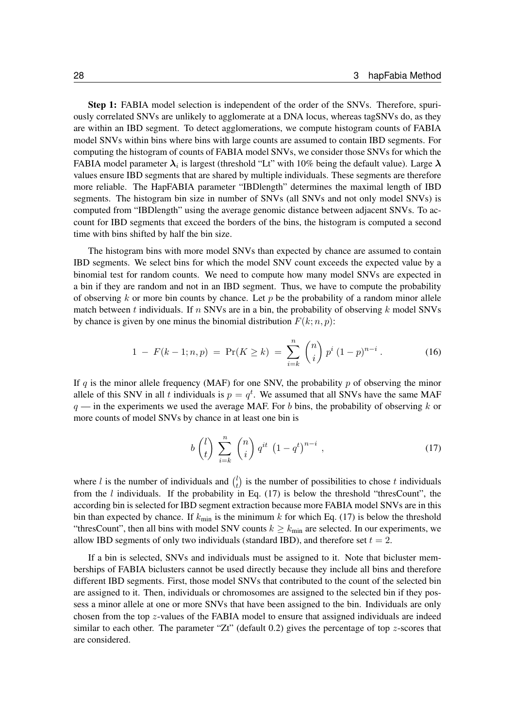**Step 1:** FABIA model selection is independent of the order of the SNVs. Therefore, spuriously correlated SNVs are unlikely to agglomerate at a DNA locus, whereas tagSNVs do, as they are within an IBD segment. To detect agglomerations, we compute histogram counts of FABIA model SNVs within bins where bins with large counts are assumed to contain IBD segments. For computing the histogram of counts of FABIA model SNVs, we consider those SNVs for which the FABIA model parameter $\boldsymbol{\lambda}_i$ is largest (threshold "Lt" with 10% being the default value). Large $\boldsymbol{\lambda}$ values ensure IBD segments that are shared by multiple individuals. These segments are therefore more reliable. The HapFABIA parameter "IBDlength" determines the maximal length of IBD segments. The histogram bin size in number of SNVs (all SNVs and not only model SNVs) is computed from "IBDlength" using the average genomic distance between adjacent SNVs. To account for IBD segments that exceed the borders of the bins, the histogram is computed a second time with bins shifted by half the bin size.

The histogram bins with more model SNVs than expected by chance are assumed to contain IBD segments. We select bins for which the model SNV count exceeds the expected value by a binomial test for random counts. We need to compute how many model SNVs are expected in a bin if they are random and not in an IBD segment. Thus, we have to compute the probability of observing $k$ or more bin counts by chance. Let $p$ be the probability of a random minor allele match between $t$ individuals. If $n$ SNVs are in a bin, the probability of observing $k$ model SNVs by chance is given by one minus the binomial distribution $F(k; n, p)$:

$$1 \ - \ F(k-1; n, p) \ = \ \Pr(K \geq k) \ = \ \sum_{i=k}^{n} \binom{n}{i} \, p^i \, (1-p)^{n-i} \, . \tag{16}$$

If $q$ is the minor allele frequency (MAF) for one SNV, the probability $p$ of observing the minor allele of this SNV in all $t$ individuals is $p = q^t$. We assumed that all SNVs have the same MAF $q$ — in the experiments we used the average MAF. For $b$ bins, the probability of observing $k$ or more counts of model SNVs by chance in at least one bin is

$$b \binom{l}{t} \sum_{i=k}^{n} \binom{n}{i} \, q^{it} \, \left(1 - q^t\right)^{n-i} \, , \tag{17}$$

where $l$ is the number of individuals and $\binom{l}{t}$ is the number of possibilities to chose $t$ individuals from the $l$ individuals. If the probability in Eq. (17) is below the threshold "thresCount", the according bin is selected for IBD segment extraction because more FABIA model SNVs are in this bin than expected by chance. If $k_{\text{min}}$ is the minimum $k$ for which Eq. (17) is below the threshold "thresCount", then all bins with model SNV counts $k \geq k_{\text{min}}$ are selected. In our experiments, we allow IBD segments of only two individuals (standard IBD), and therefore set $t = 2$.

If a bin is selected, SNVs and individuals must be assigned to it. Note that bicluster memberships of FABIA biclusters cannot be used directly because they include all bins and therefore different IBD segments. First, those model SNVs that contributed to the count of the selected bin are assigned to it. Then, individuals or chromosomes are assigned to the selected bin if they possess a minor allele at one or more SNVs that have been assigned to the bin. Individuals are only chosen from the top $z$-values of the FABIA model to ensure that assigned individuals are indeed similar to each other. The parameter "Zt" (default 0.2) gives the percentage of top $z$-scores that are considered.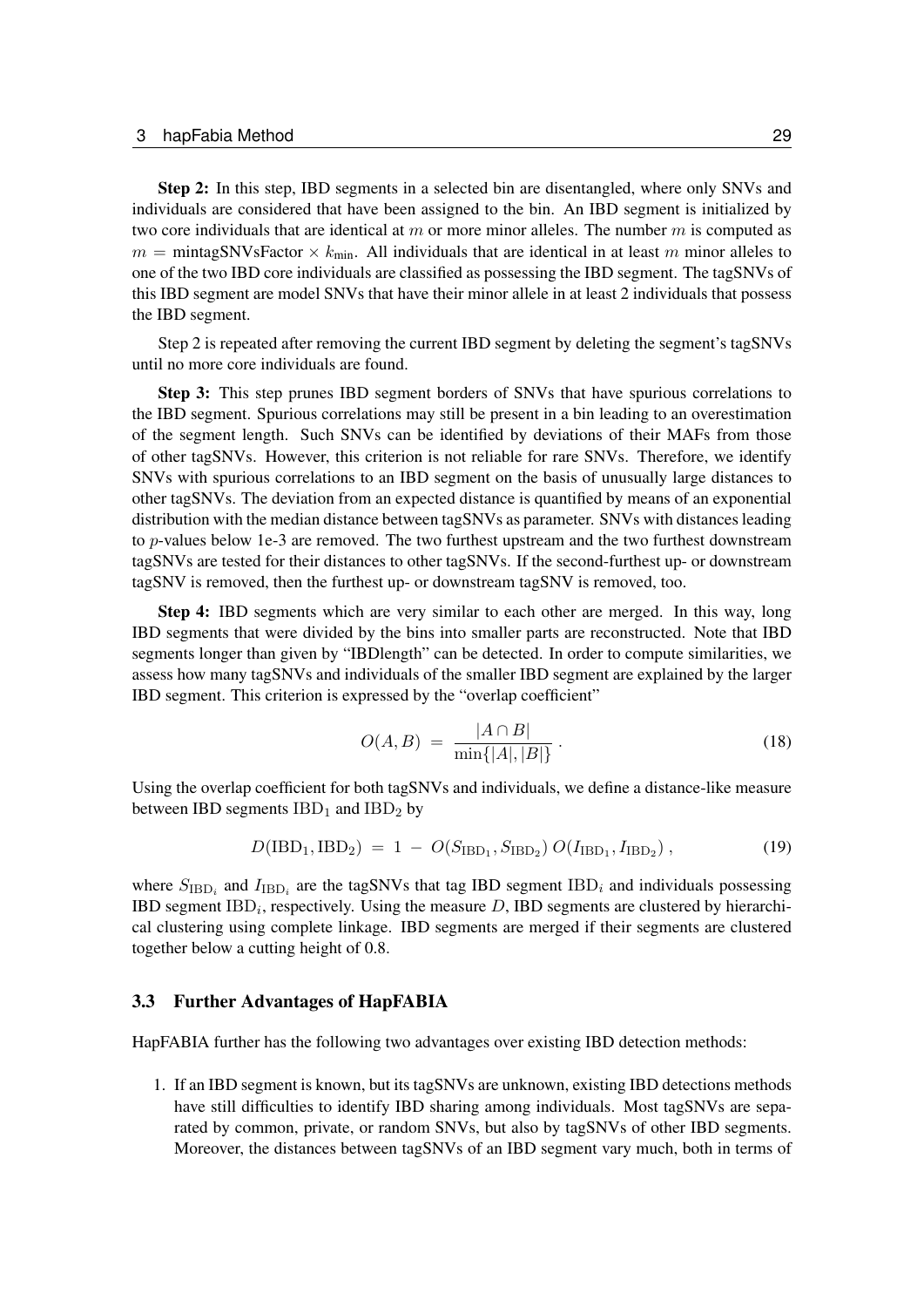**Step 2:** In this step, IBD segments in a selected bin are disentangled, where only SNVs and individuals are considered that have been assigned to the bin. An IBD segment is initialized by two core individuals that are identical at $m$ or more minor alleles. The number $m$ is computed as $m = \text{mintagSNVsFactor} \times k_{\text{min}}$. All individuals that are identical in at least $m$ minor alleles to one of the two IBD core individuals are classified as possessing the IBD segment. The tagSNVs of this IBD segment are model SNVs that have their minor allele in at least 2 individuals that possess the IBD segment.

Step 2 is repeated after removing the current IBD segment by deleting the segment's tagSNVs until no more core individuals are found.

**Step 3:** This step prunes IBD segment borders of SNVs that have spurious correlations to the IBD segment. Spurious correlations may still be present in a bin leading to an overestimation of the segment length. Such SNVs can be identified by deviations of their MAFs from those of other tagSNVs. However, this criterion is not reliable for rare SNVs. Therefore, we identify SNVs with spurious correlations to an IBD segment on the basis of unusually large distances to other tagSNVs. The deviation from an expected distance is quantified by means of an exponential distribution with the median distance between tagSNVs as parameter. SNVs with distances leading to $p$-values below 1e-3 are removed. The two furthest upstream and the two furthest downstream tagSNVs are tested for their distances to other tagSNVs. If the second-furthest up- or downstream tagSNV is removed, then the furthest up- or downstream tagSNV is removed, too.

**Step 4:** IBD segments which are very similar to each other are merged. In this way, long IBD segments that were divided by the bins into smaller parts are reconstructed. Note that IBD segments longer than given by "IBDlength" can be detected. In order to compute similarities, we assess how many tagSNVs and individuals of the smaller IBD segment are explained by the larger IBD segment. This criterion is expressed by the "overlap coefficient"

$$O(A, B) \;=\; \frac{|A \cap B|}{\min\{|A|, |B|\}} \,. \tag{18}$$

Using the overlap coefficient for both tagSNVs and individuals, we define a distance-like measure between IBD segments $\text{IBD}_1$ and $\text{IBD}_2$ by

$$D(\text{IBD}_1, \text{IBD}_2) \;=\; 1 \;-\; O(S_{\text{IBD}_1}, S_{\text{IBD}_2})\, O(I_{\text{IBD}_1}, I_{\text{IBD}_2})\,, \tag{19}$$

where $S_{\text{IBD}_i}$ and $I_{\text{IBD}_i}$ are the tagSNVs that tag IBD segment $\text{IBD}_i$ and individuals possessing IBD segment $\text{IBD}_i$, respectively. Using the measure $D$, IBD segments are clustered by hierarchical clustering using complete linkage. IBD segments are merged if their segments are clustered together below a cutting height of 0.8.

### 3.3 Further Advantages of HapFABIA

HapFABIA further has the following two advantages over existing IBD detection methods:

1. If an IBD segment is known, but its tagSNVs are unknown, existing IBD detections methods have still difficulties to identify IBD sharing among individuals. Most tagSNVs are separated by common, private, or random SNVs, but also by tagSNVs of other IBD segments. Moreover, the distances between tagSNVs of an IBD segment vary much, both in terms of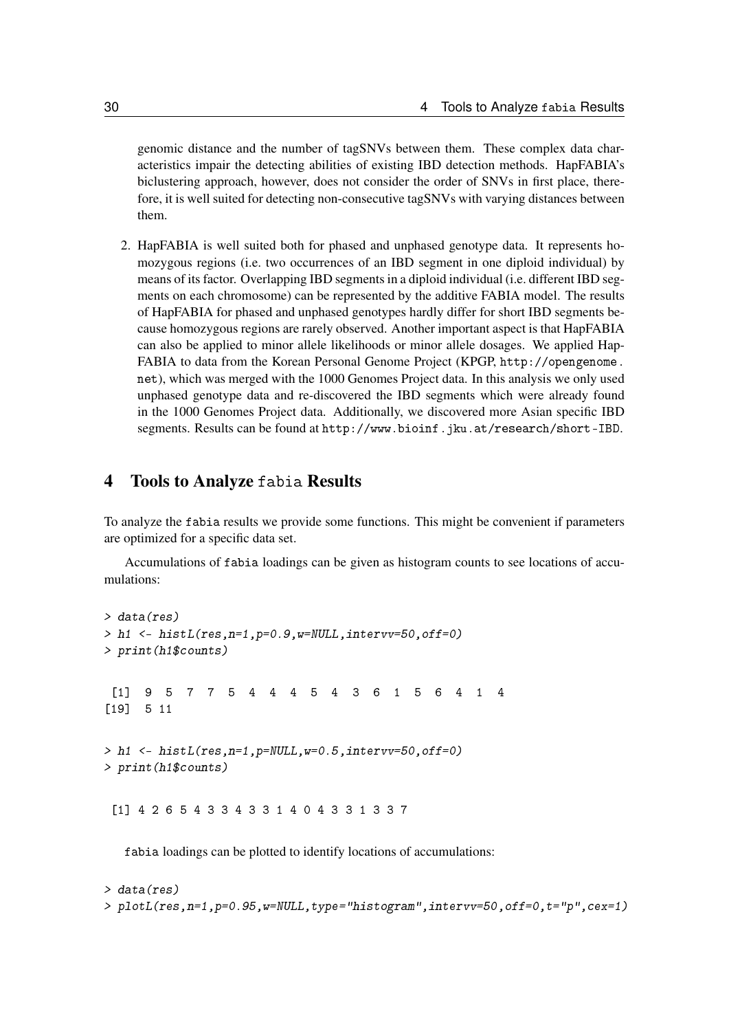genomic distance and the number of tagSNVs between them. These complex data characteristics impair the detecting abilities of existing IBD detection methods. HapFABIA's biclustering approach, however, does not consider the order of SNVs in first place, therefore, it is well suited for detecting non-consecutive tagSNVs with varying distances between them.

2. HapFABIA is well suited both for phased and unphased genotype data. It represents homozygous regions (i.e. two occurrences of an IBD segment in one diploid individual) by means of its factor. Overlapping IBD segments in a diploid individual (i.e. different IBD segments on each chromosome) can be represented by the additive FABIA model. The results of HapFABIA for phased and unphased genotypes hardly differ for short IBD segments because homozygous regions are rarely observed. Another important aspect is that HapFABIA can also be applied to minor allele likelihoods or minor allele dosages. We applied HapFABIA to data from the Korean Personal Genome Project (KPGP, `http://opengenome.net`), which was merged with the 1000 Genomes Project data. In this analysis we only used unphased genotype data and re-discovered the IBD segments which were already found in the 1000 Genomes Project data. Additionally, we discovered more Asian specific IBD segments. Results can be found at `http://www.bioinf.jku.at/research/short-IBD`.

# 4 Tools to Analyze `fabia` Results

To analyze the `fabia` results we provide some functions. This might be convenient if parameters are optimized for a specific data set.

Accumulations of `fabia` loadings can be given as histogram counts to see locations of accumulations:

```
> data(res)
> h1 <- histL(res,n=1,p=0.9,w=NULL,intervv=50,off=0)
> print(h1$counts)

 [1]  9  5  7  7  5  4  4  4  5  4  3  6  1  5  6  4  1  4
[19]  5 11

> h1 <- histL(res,n=1,p=NULL,w=0.5,intervv=50,off=0)
> print(h1$counts)

 [1] 4 2 6 5 4 3 3 4 3 3 1 4 0 4 3 3 1 3 3 7
```

`fabia` loadings can be plotted to identify locations of accumulations:

```
> data(res)
> plotL(res,n=1,p=0.95,w=NULL,type="histogram",intervv=50,off=0,t="p",cex=1)
```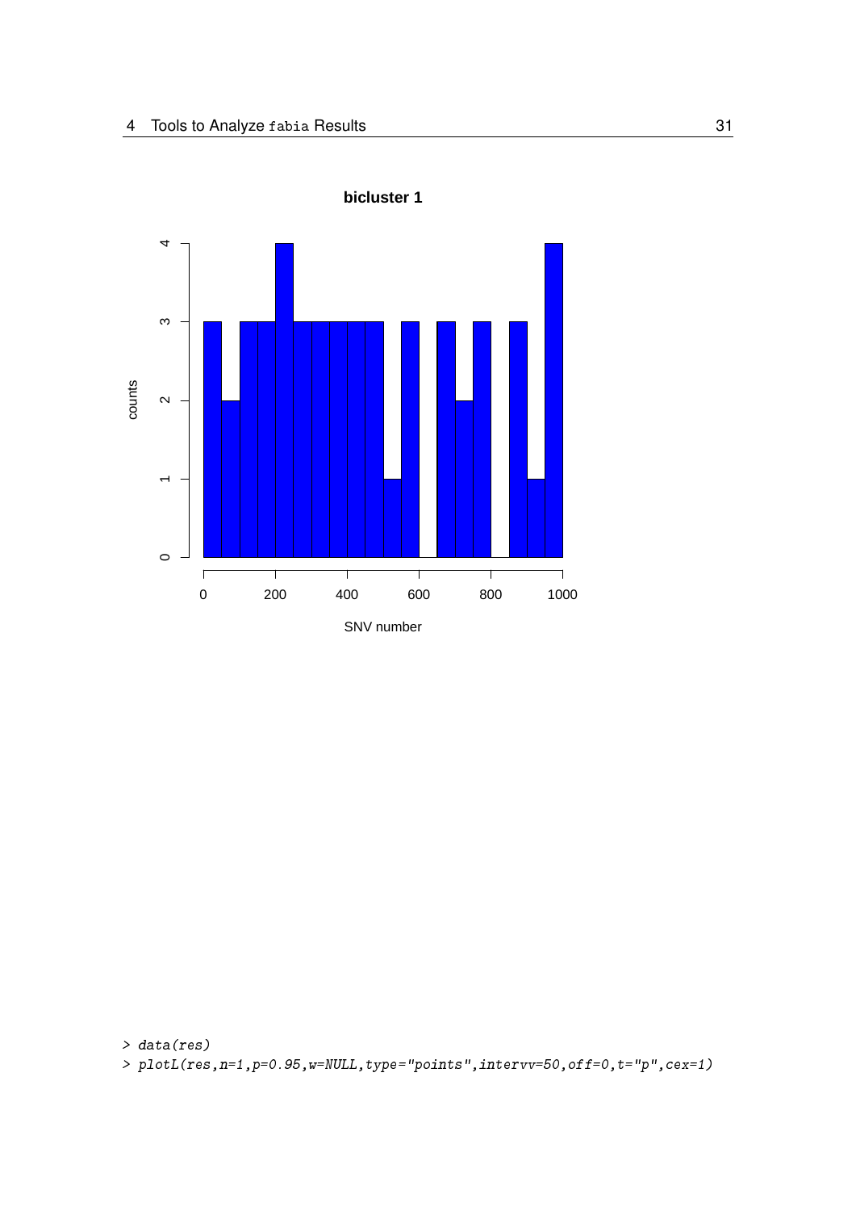```
> data(res)
> plotL(res,n=1,p=0.95,w=NULL,type="points",intervv=50,off=0,t="p",cex=1)
```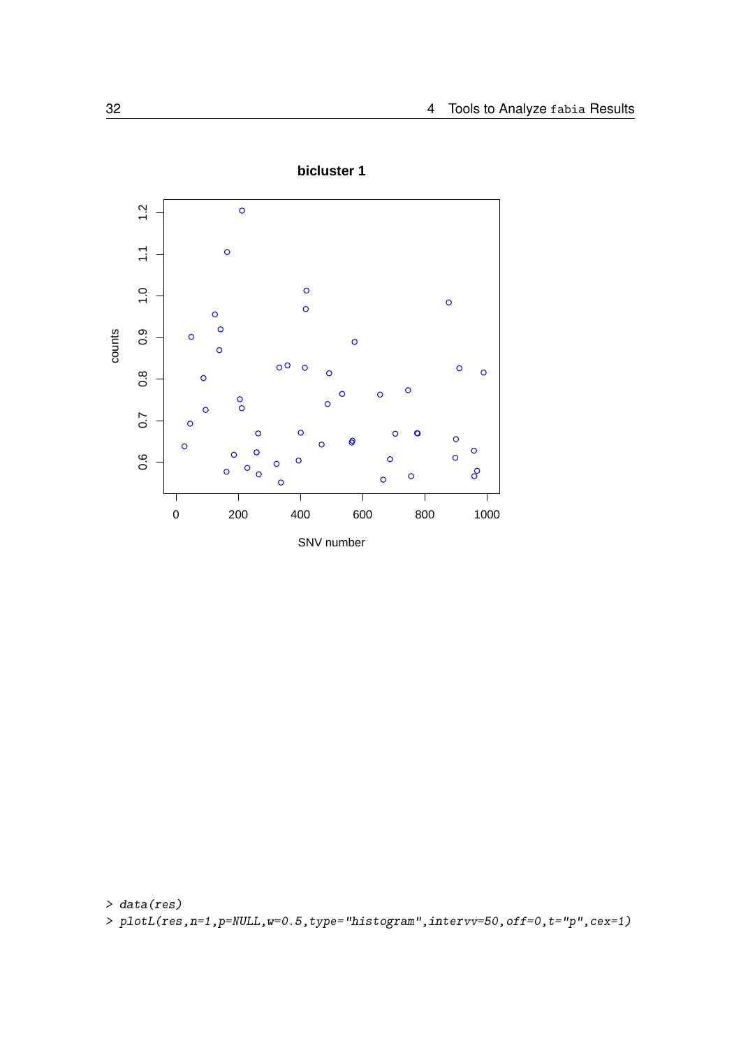```
> data(res)
> plotL(res,n=1,p=NULL,w=0.5,type="histogram",intervv=50,off=0,t="p",cex=1)
```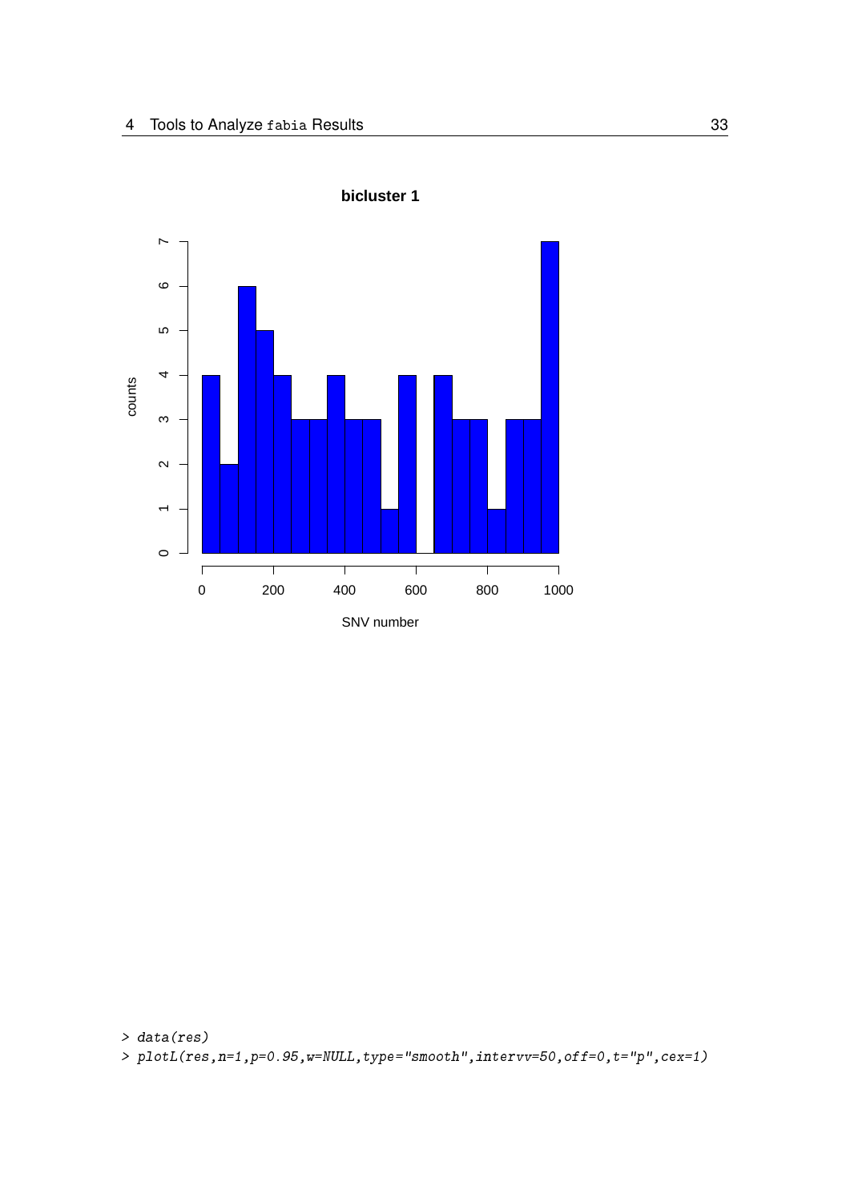```
> data(res)
> plotL(res,n=1,p=0.95,w=NULL,type="smooth",intervv=50,off=0,t="p",cex=1)
```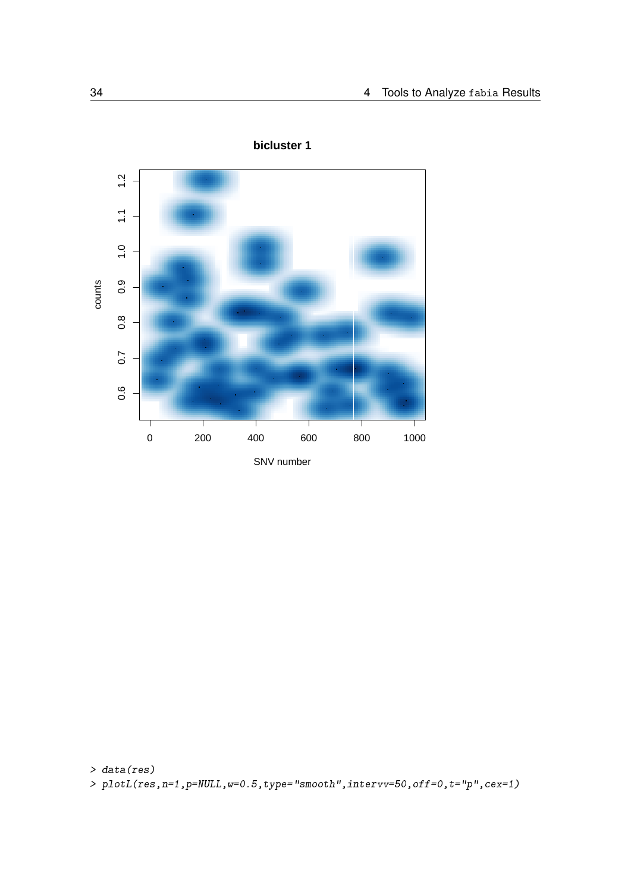```
> data(res)
> plotL(res,n=1,p=NULL,w=0.5,type="smooth",intervv=50,off=0,t="p",cex=1)
```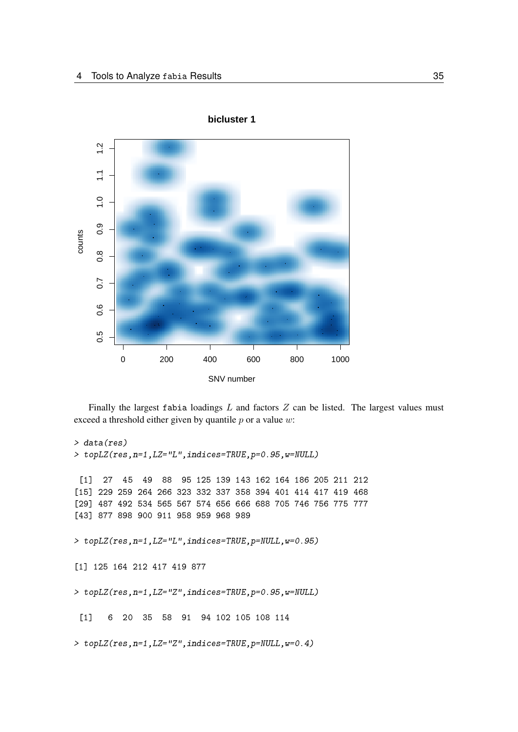Finally the largest fabia loadings $L$ and factors $Z$ can be listed. The largest values must exceed a threshold either given by quantile $p$ or a value $w$:

```
> data(res)
> topLZ(res,n=1,LZ="L",indices=TRUE,p=0.95,w=NULL)

 [1]  27  45  49  88  95 125 139 143 162 164 186 205 211 212
[15] 229 259 264 266 323 332 337 358 394 401 414 417 419 468
[29] 487 492 534 565 567 574 656 666 688 705 746 756 775 777
[43] 877 898 900 911 958 959 968 989

> topLZ(res,n=1,LZ="L",indices=TRUE,p=NULL,w=0.95)

[1] 125 164 212 417 419 877

> topLZ(res,n=1,LZ="Z",indices=TRUE,p=0.95,w=NULL)

 [1]   6  20  35  58  91  94 102 105 108 114

> topLZ(res,n=1,LZ="Z",indices=TRUE,p=NULL,w=0.4)
```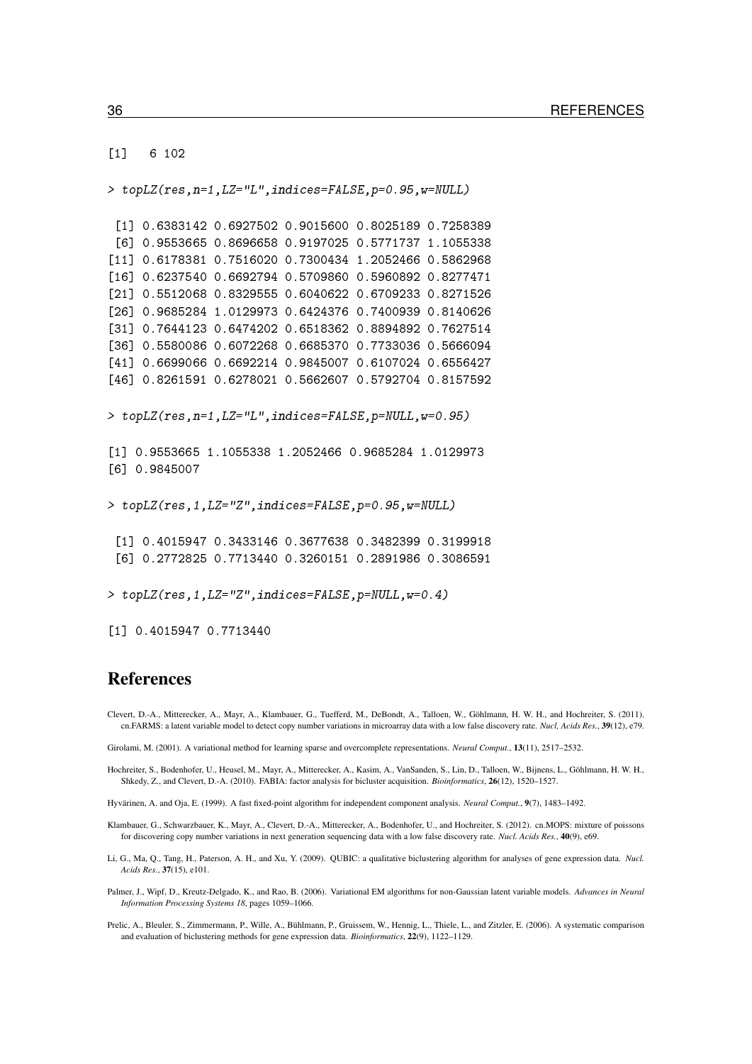```
[1]   6 102

> topLZ(res,n=1,LZ="L",indices=FALSE,p=0.95,w=NULL)

 [1] 0.6383142 0.6927502 0.9015600 0.8025189 0.7258389
 [6] 0.9553665 0.8696658 0.9197025 0.5771737 1.1055338
[11] 0.6178381 0.7516020 0.7300434 1.2052466 0.5862968
[16] 0.6237540 0.6692794 0.5709860 0.5960892 0.8277471
[21] 0.5512068 0.8329555 0.6040622 0.6709233 0.8271526
[26] 0.9685284 1.0129973 0.6424376 0.7400939 0.8140626
[31] 0.7644123 0.6474202 0.6518362 0.8894892 0.7627514
[36] 0.5580086 0.6072268 0.6685370 0.7733036 0.5666094
[41] 0.6699066 0.6692214 0.9845007 0.6107024 0.6556427
[46] 0.8261591 0.6278021 0.5662607 0.5792704 0.8157592

> topLZ(res,n=1,LZ="L",indices=FALSE,p=NULL,w=0.95)

[1] 0.9553665 1.1055338 1.2052466 0.9685284 1.0129973
[6] 0.9845007

> topLZ(res,1,LZ="Z",indices=FALSE,p=0.95,w=NULL)

 [1] 0.4015947 0.3433146 0.3677638 0.3482399 0.3199918
 [6] 0.2772825 0.7713440 0.3260151 0.2891986 0.3086591

> topLZ(res,1,LZ="Z",indices=FALSE,p=NULL,w=0.4)

[1] 0.4015947 0.7713440
```

# References

Clevert, D.-A., Mitterecker, A., Mayr, A., Klambauer, G., Tuefferd, M., DeBondt, A., Talloen, W., Göhlmann, H. W. H., and Hochreiter, S. (2011). cn.FARMS: a latent variable model to detect copy number variations in microarray data with a low false discovery rate. *Nucl, Acids Res.*, **39**(12), e79.

Girolami, M. (2001). A variational method for learning sparse and overcomplete representations. *Neural Comput.*, **13**(11), 2517–2532.

Hochreiter, S., Bodenhofer, U., Heusel, M., Mayr, A., Mitterecker, A., Kasim, A., VanSanden, S., Lin, D., Talloen, W., Bijnens, L., Göhlmann, H. W. H., Shkedy, Z., and Clevert, D.-A. (2010). FABIA: factor analysis for bicluster acquisition. *Bioinformatics*, **26**(12), 1520–1527.

Hyvärinen, A. and Oja, E. (1999). A fast fixed-point algorithm for independent component analysis. *Neural Comput.*, **9**(7), 1483–1492.

Klambauer, G., Schwarzbauer, K., Mayr, A., Clevert, D.-A., Mitterecker, A., Bodenhofer, U., and Hochreiter, S. (2012). cn.MOPS: mixture of poissons for discovering copy number variations in next generation sequencing data with a low false discovery rate. *Nucl. Acids Res.*, **40**(9), e69.

Li, G., Ma, Q., Tang, H., Paterson, A. H., and Xu, Y. (2009). QUBIC: a qualitative biclustering algorithm for analyses of gene expression data. *Nucl. Acids Res.*, **37**(15), e101.

Palmer, J., Wipf, D., Kreutz-Delgado, K., and Rao, B. (2006). Variational EM algorithms for non-Gaussian latent variable models. *Advances in Neural Information Processing Systems 18*, pages 1059–1066.

Prelic, A., Bleuler, S., Zimmermann, P., Wille, A., Bühlmann, P., Gruissem, W., Hennig, L., Thiele, L., and Zitzler, E. (2006). A systematic comparison and evaluation of biclustering methods for gene expression data. *Bioinformatics*, **22**(9), 1122–1129.